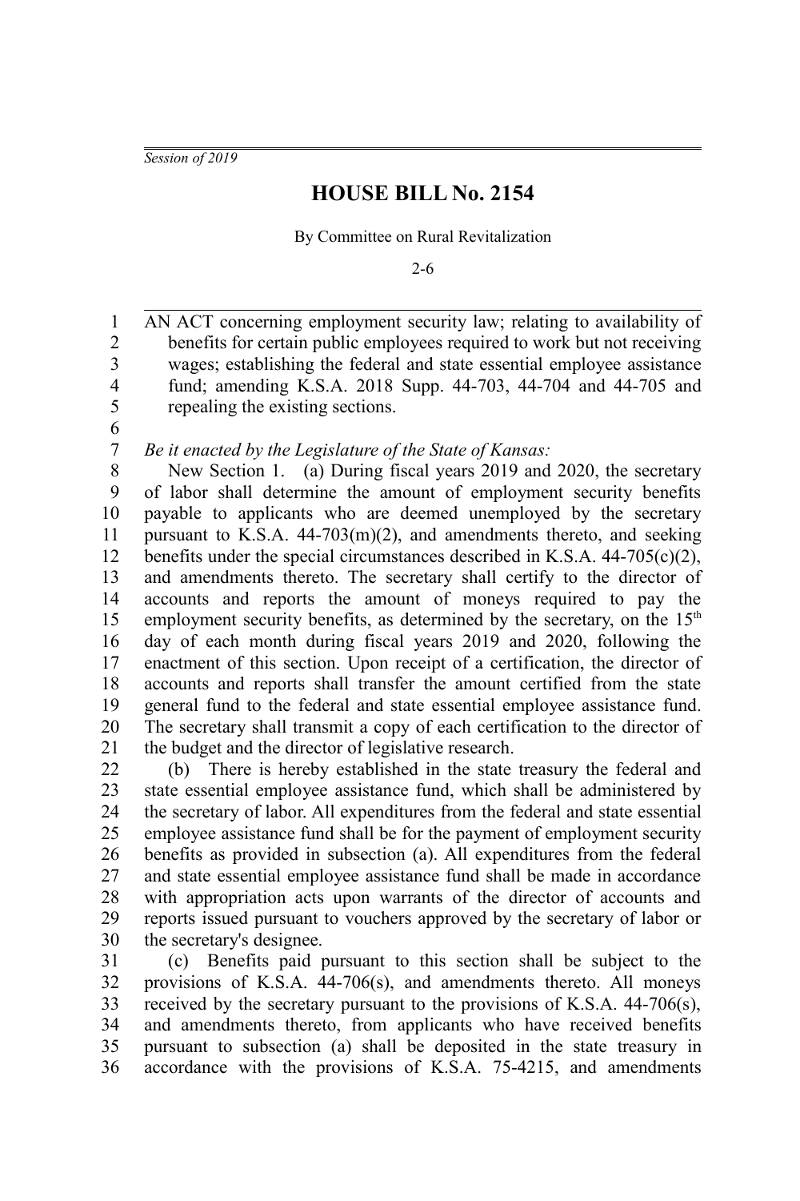*Session of 2019*

# HOUSE BILL No. 2154

By Committee on Rural Revitalization

2-6

AN ACT concerning employment security law; relating to availability of benefits for certain public employees required to work but not receiving wages; establishing the federal and state essential employee assistance fund; amending K.S.A. 2018 Supp. 44-703, 44-704 and 44-705 and repealing the existing sections.

*Be it enacted by the Legislature of the State of Kansas:*

New Section 1. (a) During fiscal years 2019 and 2020, the secretary of labor shall determine the amount of employment security benefits payable to applicants who are deemed unemployed by the secretary pursuant to K.S.A. 44-703(m)(2), and amendments thereto, and seeking benefits under the special circumstances described in K.S.A. 44-705(c)(2), and amendments thereto. The secretary shall certify to the director of accounts and reports the amount of moneys required to pay the employment security benefits, as determined by the secretary, on the 15th day of each month during fiscal years 2019 and 2020, following the enactment of this section. Upon receipt of a certification, the director of accounts and reports shall transfer the amount certified from the state general fund to the federal and state essential employee assistance fund. The secretary shall transmit a copy of each certification to the director of the budget and the director of legislative research.

(b) There is hereby established in the state treasury the federal and state essential employee assistance fund, which shall be administered by the secretary of labor. All expenditures from the federal and state essential employee assistance fund shall be for the payment of employment security benefits as provided in subsection (a). All expenditures from the federal and state essential employee assistance fund shall be made in accordance with appropriation acts upon warrants of the director of accounts and reports issued pursuant to vouchers approved by the secretary of labor or the secretary's designee.

(c) Benefits paid pursuant to this section shall be subject to the provisions of K.S.A. 44-706(s), and amendments thereto. All moneys received by the secretary pursuant to the provisions of K.S.A. 44-706(s), and amendments thereto, from applicants who have received benefits pursuant to subsection (a) shall be deposited in the state treasury in accordance with the provisions of K.S.A. 75-4215, and amendments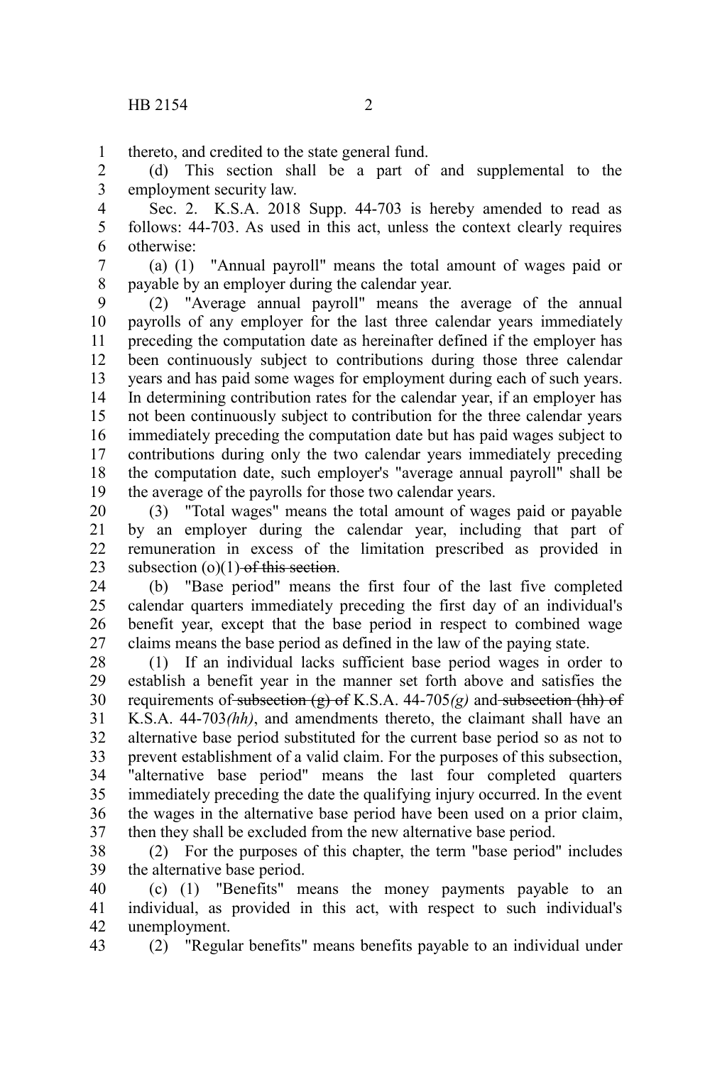thereto, and credited to the state general fund.

(d) This section shall be a part of and supplemental to the employment security law.

Sec. 2. K.S.A. 2018 Supp. 44-703 is hereby amended to read as follows: 44-703. As used in this act, unless the context clearly requires otherwise:

(a) (1) "Annual payroll" means the total amount of wages paid or payable by an employer during the calendar year.

(2) "Average annual payroll" means the average of the annual payrolls of any employer for the last three calendar years immediately preceding the computation date as hereinafter defined if the employer has been continuously subject to contributions during those three calendar years and has paid some wages for employment during each of such years. In determining contribution rates for the calendar year, if an employer has not been continuously subject to contribution for the three calendar years immediately preceding the computation date but has paid wages subject to contributions during only the two calendar years immediately preceding the computation date, such employer's "average annual payroll" shall be the average of the payrolls for those two calendar years.

(3) "Total wages" means the total amount of wages paid or payable by an employer during the calendar year, including that part of remuneration in excess of the limitation prescribed as provided in subsection (o)(1) ~~of this section~~.

(b) "Base period" means the first four of the last five completed calendar quarters immediately preceding the first day of an individual's benefit year, except that the base period in respect to combined wage claims means the base period as defined in the law of the paying state.

(1) If an individual lacks sufficient base period wages in order to establish a benefit year in the manner set forth above and satisfies the requirements of ~~subsection (g) of~~ K.S.A. 44-705*(g)* and ~~subsection (hh) of~~ K.S.A. 44-703*(hh)*, and amendments thereto, the claimant shall have an alternative base period substituted for the current base period so as not to prevent establishment of a valid claim. For the purposes of this subsection, "alternative base period" means the last four completed quarters immediately preceding the date the qualifying injury occurred. In the event the wages in the alternative base period have been used on a prior claim, then they shall be excluded from the new alternative base period.

(2) For the purposes of this chapter, the term "base period" includes the alternative base period.

(c) (1) "Benefits" means the money payments payable to an individual, as provided in this act, with respect to such individual's unemployment.

(2) "Regular benefits" means benefits payable to an individual under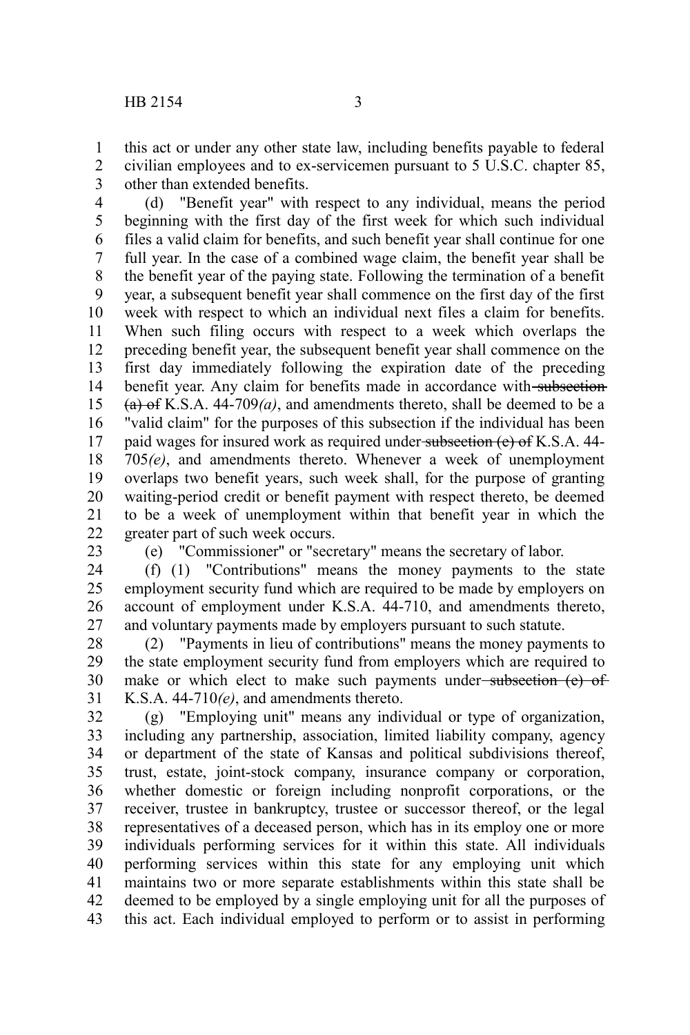this act or under any other state law, including benefits payable to federal civilian employees and to ex-servicemen pursuant to 5 U.S.C. chapter 85, other than extended benefits.

(d) "Benefit year" with respect to any individual, means the period beginning with the first day of the first week for which such individual files a valid claim for benefits, and such benefit year shall continue for one full year. In the case of a combined wage claim, the benefit year shall be the benefit year of the paying state. Following the termination of a benefit year, a subsequent benefit year shall commence on the first day of the first week with respect to which an individual next files a claim for benefits. When such filing occurs with respect to a week which overlaps the preceding benefit year, the subsequent benefit year shall commence on the first day immediately following the expiration date of the preceding benefit year. Any claim for benefits made in accordance with ~~subsection (a) of~~ K.S.A. 44-709*(a)*, and amendments thereto, shall be deemed to be a "valid claim" for the purposes of this subsection if the individual has been paid wages for insured work as required under ~~subsection (e) of~~ K.S.A. 44-705*(e)*, and amendments thereto. Whenever a week of unemployment overlaps two benefit years, such week shall, for the purpose of granting waiting-period credit or benefit payment with respect thereto, be deemed to be a week of unemployment within that benefit year in which the greater part of such week occurs.

(e) "Commissioner" or "secretary" means the secretary of labor.

(f) (1) "Contributions" means the money payments to the state employment security fund which are required to be made by employers on account of employment under K.S.A. 44-710, and amendments thereto, and voluntary payments made by employers pursuant to such statute.

(2) "Payments in lieu of contributions" means the money payments to the state employment security fund from employers which are required to make or which elect to make such payments under ~~subsection (e) of~~ K.S.A. 44-710*(e)*, and amendments thereto.

(g) "Employing unit" means any individual or type of organization, including any partnership, association, limited liability company, agency or department of the state of Kansas and political subdivisions thereof, trust, estate, joint-stock company, insurance company or corporation, whether domestic or foreign including nonprofit corporations, or the receiver, trustee in bankruptcy, trustee or successor thereof, or the legal representatives of a deceased person, which has in its employ one or more individuals performing services for it within this state. All individuals performing services within this state for any employing unit which maintains two or more separate establishments within this state shall be deemed to be employed by a single employing unit for all the purposes of this act. Each individual employed to perform or to assist in performing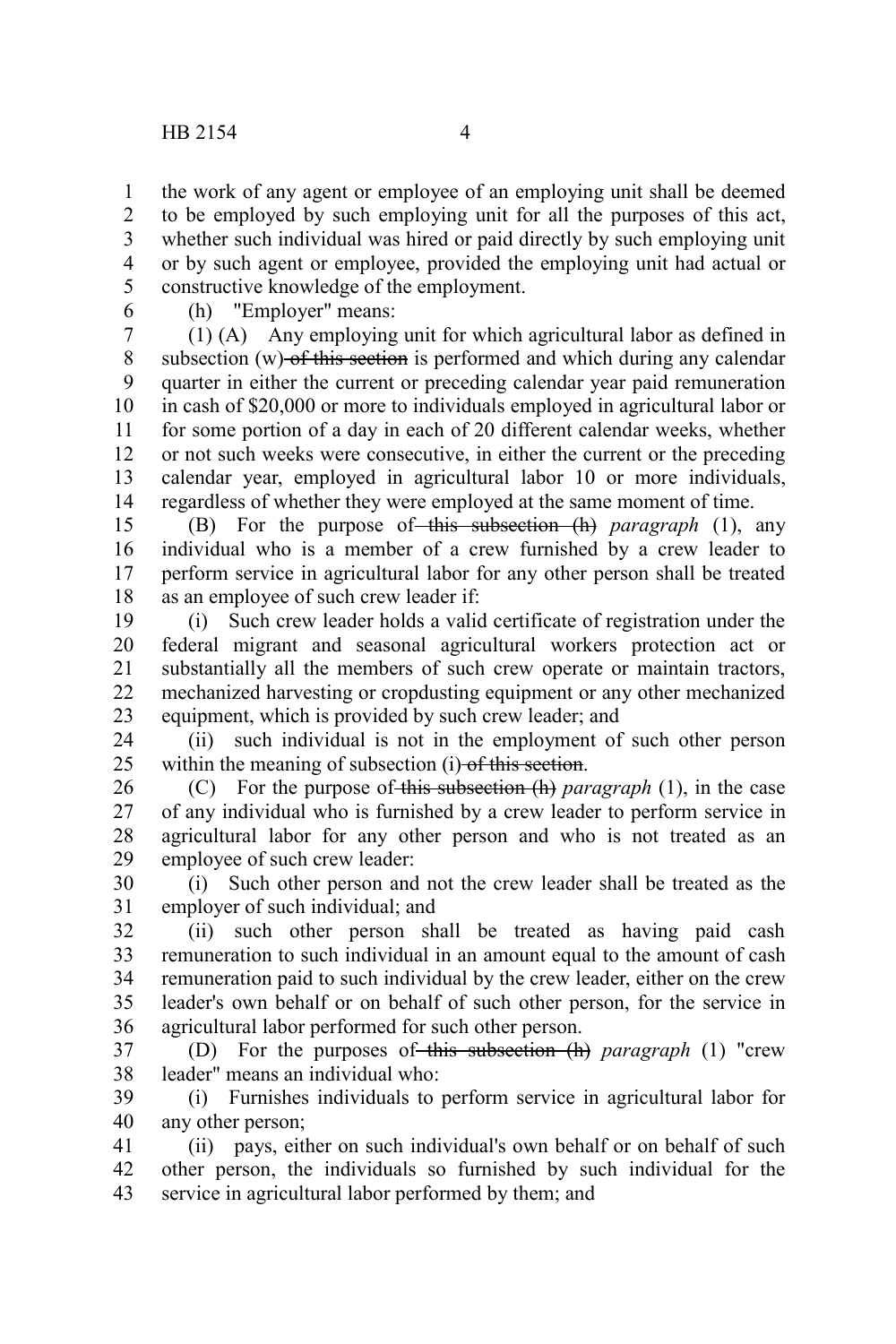the work of any agent or employee of an employing unit shall be deemed to be employed by such employing unit for all the purposes of this act, whether such individual was hired or paid directly by such employing unit or by such agent or employee, provided the employing unit had actual or constructive knowledge of the employment.

(h) "Employer" means:

(1) (A) Any employing unit for which agricultural labor as defined in subsection (w) ~~of this section~~ is performed and which during any calendar quarter in either the current or preceding calendar year paid remuneration in cash of $20,000 or more to individuals employed in agricultural labor or for some portion of a day in each of 20 different calendar weeks, whether or not such weeks were consecutive, in either the current or the preceding calendar year, employed in agricultural labor 10 or more individuals, regardless of whether they were employed at the same moment of time.

(B) For the purpose of ~~this subsection (h)~~ *paragraph* (1), any individual who is a member of a crew furnished by a crew leader to perform service in agricultural labor for any other person shall be treated as an employee of such crew leader if:

(i) Such crew leader holds a valid certificate of registration under the federal migrant and seasonal agricultural workers protection act or substantially all the members of such crew operate or maintain tractors, mechanized harvesting or cropdusting equipment or any other mechanized equipment, which is provided by such crew leader; and

(ii) such individual is not in the employment of such other person within the meaning of subsection (i) ~~of this section~~.

(C) For the purpose of ~~this subsection (h)~~ *paragraph* (1), in the case of any individual who is furnished by a crew leader to perform service in agricultural labor for any other person and who is not treated as an employee of such crew leader:

(i) Such other person and not the crew leader shall be treated as the employer of such individual; and

(ii) such other person shall be treated as having paid cash remuneration to such individual in an amount equal to the amount of cash remuneration paid to such individual by the crew leader, either on the crew leader's own behalf or on behalf of such other person, for the service in agricultural labor performed for such other person.

(D) For the purposes of ~~this subsection (h)~~ *paragraph* (1) "crew leader" means an individual who:

(i) Furnishes individuals to perform service in agricultural labor for any other person;

(ii) pays, either on such individual's own behalf or on behalf of such other person, the individuals so furnished by such individual for the service in agricultural labor performed by them; and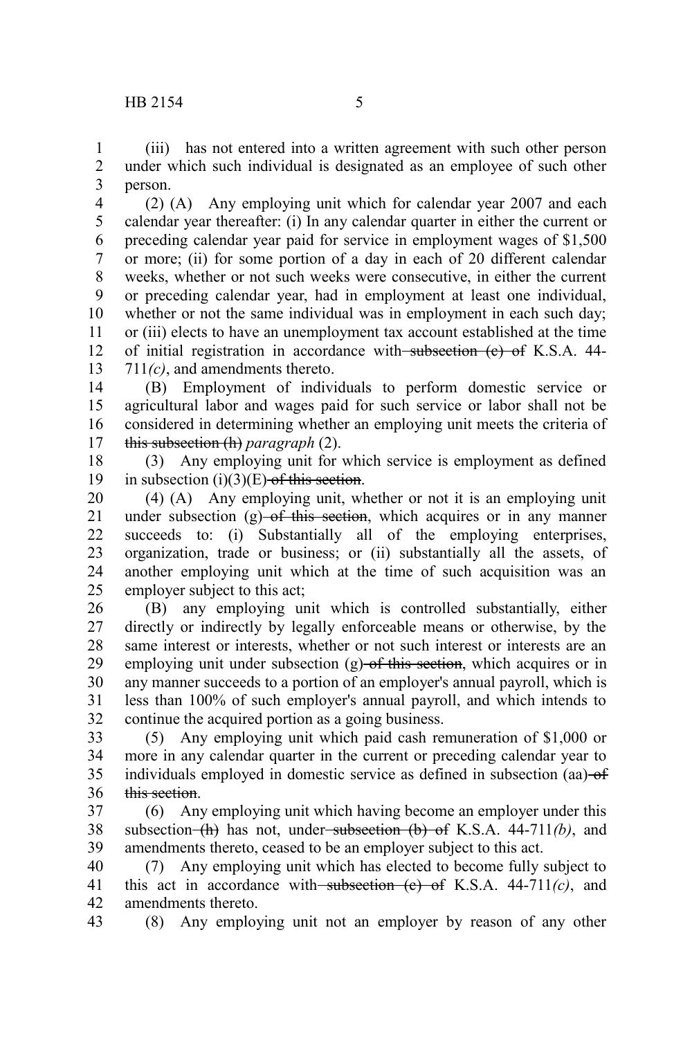(iii) has not entered into a written agreement with such other person under which such individual is designated as an employee of such other person.

(2) (A) Any employing unit which for calendar year 2007 and each calendar year thereafter: (i) In any calendar quarter in either the current or preceding calendar year paid for service in employment wages of $1,500 or more; (ii) for some portion of a day in each of 20 different calendar weeks, whether or not such weeks were consecutive, in either the current or preceding calendar year, had in employment at least one individual, whether or not the same individual was in employment in each such day; or (iii) elects to have an unemployment tax account established at the time of initial registration in accordance with ~~subsection (c) of~~ K.S.A. 44-711*(c)*, and amendments thereto.

(B) Employment of individuals to perform domestic service or agricultural labor and wages paid for such service or labor shall not be considered in determining whether an employing unit meets the criteria of ~~this subsection (h)~~ *paragraph* (2).

(3) Any employing unit for which service is employment as defined in subsection (i)(3)(E) ~~of this section~~.

(4) (A) Any employing unit, whether or not it is an employing unit under subsection (g) ~~of this section~~, which acquires or in any manner succeeds to: (i) Substantially all of the employing enterprises, organization, trade or business; or (ii) substantially all the assets, of another employing unit which at the time of such acquisition was an employer subject to this act;

(B) any employing unit which is controlled substantially, either directly or indirectly by legally enforceable means or otherwise, by the same interest or interests, whether or not such interest or interests are an employing unit under subsection (g) ~~of this section~~, which acquires or in any manner succeeds to a portion of an employer's annual payroll, which is less than 100% of such employer's annual payroll, and which intends to continue the acquired portion as a going business.

(5) Any employing unit which paid cash remuneration of $1,000 or more in any calendar quarter in the current or preceding calendar year to individuals employed in domestic service as defined in subsection (aa) ~~of this section~~.

(6) Any employing unit which having become an employer under this subsection ~~(h)~~ has not, under ~~subsection (b) of~~ K.S.A. 44-711*(b)*, and amendments thereto, ceased to be an employer subject to this act.

(7) Any employing unit which has elected to become fully subject to this act in accordance with ~~subsection (c) of~~ K.S.A. 44-711*(c)*, and amendments thereto.

(8) Any employing unit not an employer by reason of any other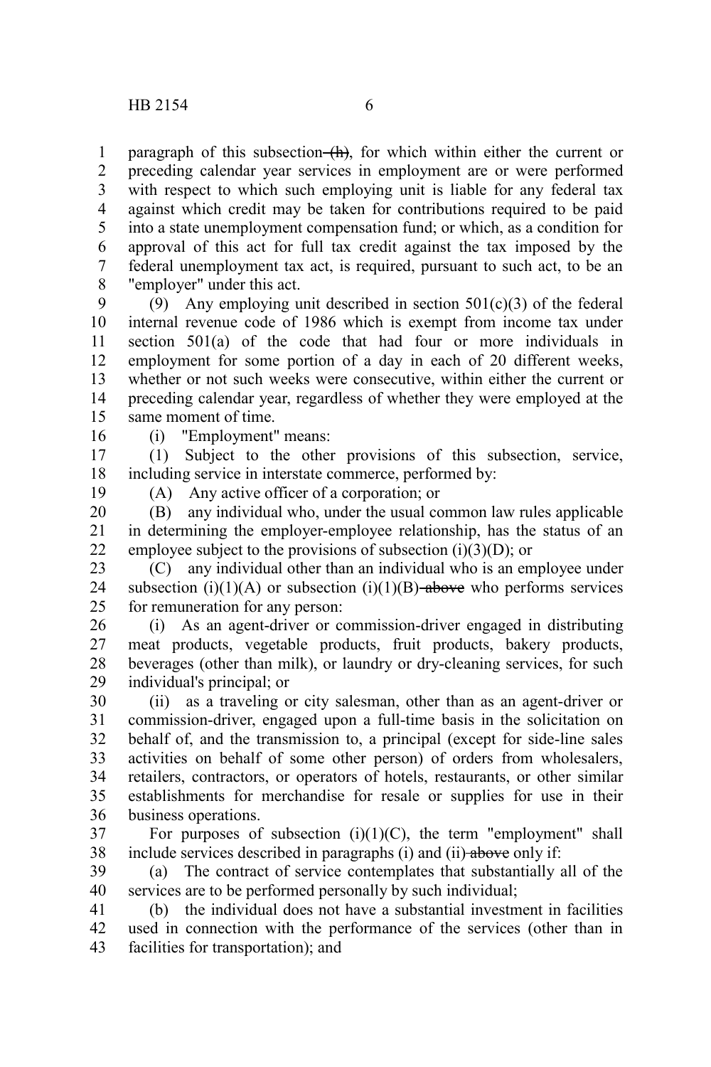paragraph of this subsection ~~(h)~~, for which within either the current or preceding calendar year services in employment are or were performed with respect to which such employing unit is liable for any federal tax against which credit may be taken for contributions required to be paid into a state unemployment compensation fund; or which, as a condition for approval of this act for full tax credit against the tax imposed by the federal unemployment tax act, is required, pursuant to such act, to be an "employer" under this act.

(9) Any employing unit described in section 501(c)(3) of the federal internal revenue code of 1986 which is exempt from income tax under section 501(a) of the code that had four or more individuals in employment for some portion of a day in each of 20 different weeks, whether or not such weeks were consecutive, within either the current or preceding calendar year, regardless of whether they were employed at the same moment of time.

(i) "Employment" means:

(1) Subject to the other provisions of this subsection, service, including service in interstate commerce, performed by:

(A) Any active officer of a corporation; or

(B) any individual who, under the usual common law rules applicable in determining the employer-employee relationship, has the status of an employee subject to the provisions of subsection (i)(3)(D); or

(C) any individual other than an individual who is an employee under subsection (i)(1)(A) or subsection (i)(1)(B) ~~above~~ who performs services for remuneration for any person:

(i) As an agent-driver or commission-driver engaged in distributing meat products, vegetable products, fruit products, bakery products, beverages (other than milk), or laundry or dry-cleaning services, for such individual's principal; or

(ii) as a traveling or city salesman, other than as an agent-driver or commission-driver, engaged upon a full-time basis in the solicitation on behalf of, and the transmission to, a principal (except for side-line sales activities on behalf of some other person) of orders from wholesalers, retailers, contractors, or operators of hotels, restaurants, or other similar establishments for merchandise for resale or supplies for use in their business operations.

For purposes of subsection (i)(1)(C), the term "employment" shall include services described in paragraphs (i) and (ii) ~~above~~ only if:

(a) The contract of service contemplates that substantially all of the services are to be performed personally by such individual;

(b) the individual does not have a substantial investment in facilities used in connection with the performance of the services (other than in facilities for transportation); and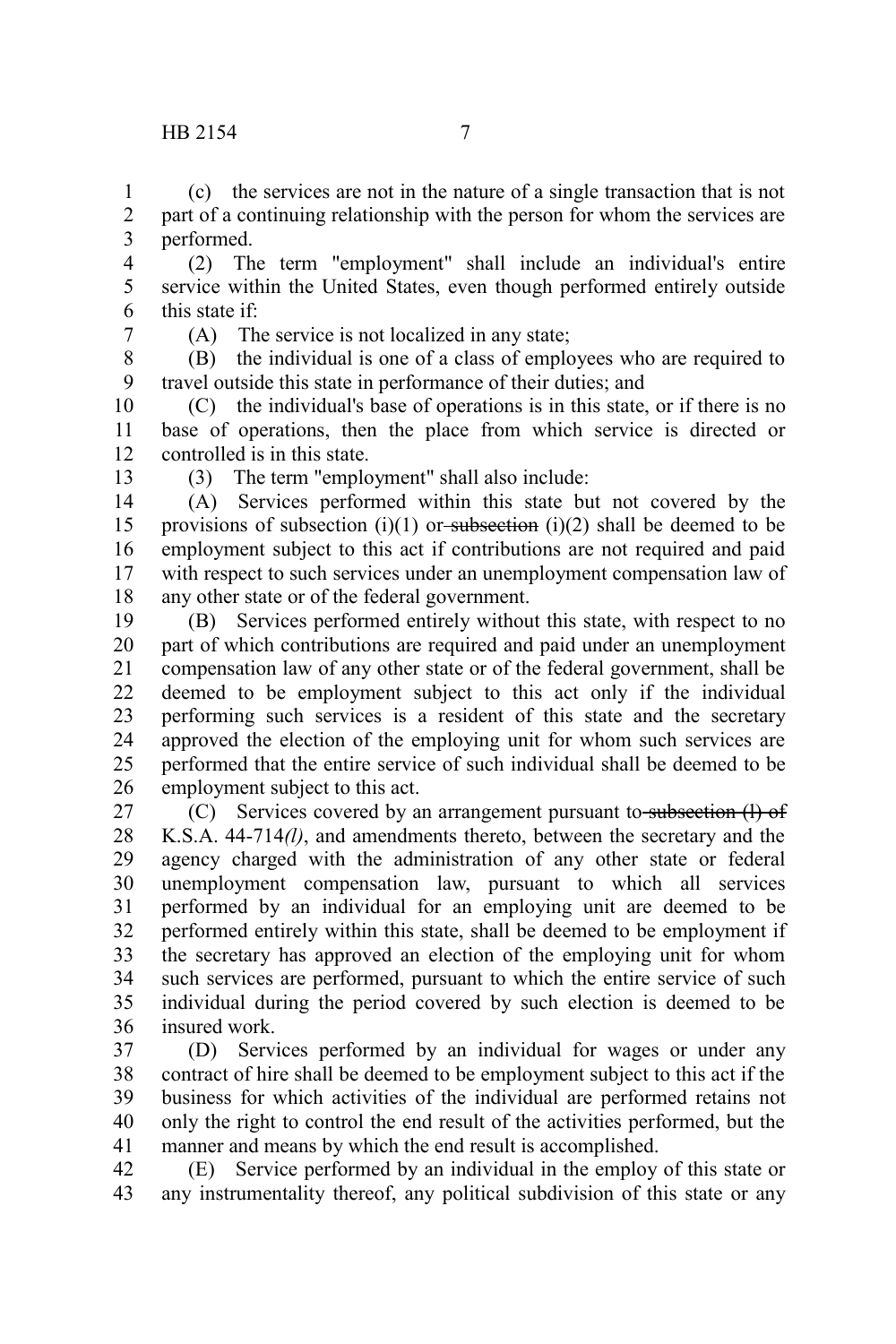(c) the services are not in the nature of a single transaction that is not part of a continuing relationship with the person for whom the services are performed.

(2) The term "employment" shall include an individual's entire service within the United States, even though performed entirely outside this state if:

(A) The service is not localized in any state;

(B) the individual is one of a class of employees who are required to travel outside this state in performance of their duties; and

(C) the individual's base of operations is in this state, or if there is no base of operations, then the place from which service is directed or controlled is in this state.

(3) The term "employment" shall also include:

(A) Services performed within this state but not covered by the provisions of subsection (i)(1) or ~~subsection~~ (i)(2) shall be deemed to be employment subject to this act if contributions are not required and paid with respect to such services under an unemployment compensation law of any other state or of the federal government.

(B) Services performed entirely without this state, with respect to no part of which contributions are required and paid under an unemployment compensation law of any other state or of the federal government, shall be deemed to be employment subject to this act only if the individual performing such services is a resident of this state and the secretary approved the election of the employing unit for whom such services are performed that the entire service of such individual shall be deemed to be employment subject to this act.

(C) Services covered by an arrangement pursuant to ~~subsection (l) of~~ K.S.A. 44-714*(l)*, and amendments thereto, between the secretary and the agency charged with the administration of any other state or federal unemployment compensation law, pursuant to which all services performed by an individual for an employing unit are deemed to be performed entirely within this state, shall be deemed to be employment if the secretary has approved an election of the employing unit for whom such services are performed, pursuant to which the entire service of such individual during the period covered by such election is deemed to be insured work.

(D) Services performed by an individual for wages or under any contract of hire shall be deemed to be employment subject to this act if the business for which activities of the individual are performed retains not only the right to control the end result of the activities performed, but the manner and means by which the end result is accomplished.

(E) Service performed by an individual in the employ of this state or any instrumentality thereof, any political subdivision of this state or any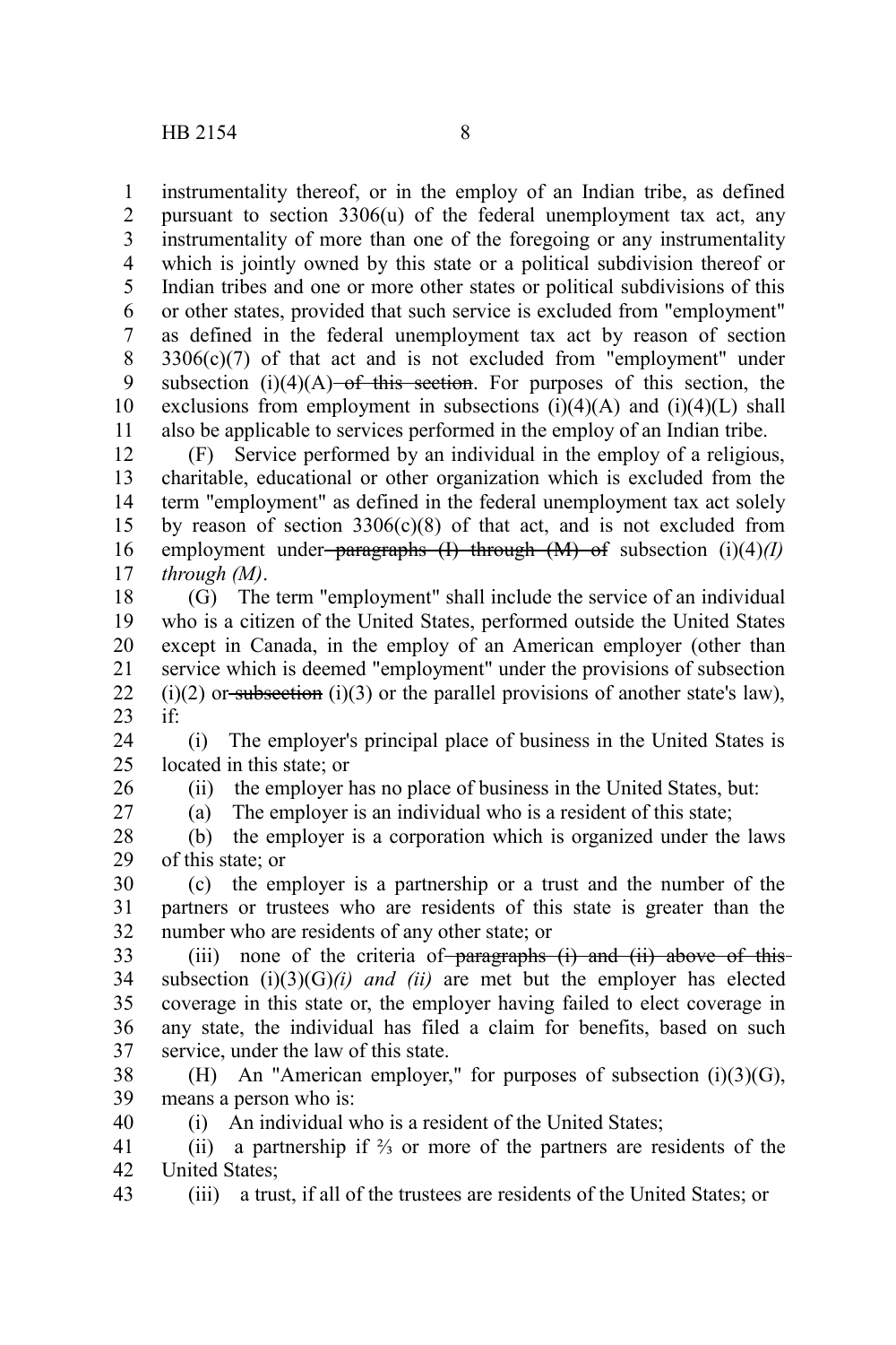instrumentality thereof, or in the employ of an Indian tribe, as defined pursuant to section 3306(u) of the federal unemployment tax act, any instrumentality of more than one of the foregoing or any instrumentality which is jointly owned by this state or a political subdivision thereof or Indian tribes and one or more other states or political subdivisions of this or other states, provided that such service is excluded from "employment" as defined in the federal unemployment tax act by reason of section 3306(c)(7) of that act and is not excluded from "employment" under subsection (i)(4)(A) ~~of this section~~. For purposes of this section, the exclusions from employment in subsections (i)(4)(A) and (i)(4)(L) shall also be applicable to services performed in the employ of an Indian tribe.

(F) Service performed by an individual in the employ of a religious, charitable, educational or other organization which is excluded from the term "employment" as defined in the federal unemployment tax act solely by reason of section 3306(c)(8) of that act, and is not excluded from employment under ~~paragraphs (I) through (M) of~~ subsection (i)(4)*(I) through (M)*.

(G) The term "employment" shall include the service of an individual who is a citizen of the United States, performed outside the United States except in Canada, in the employ of an American employer (other than service which is deemed "employment" under the provisions of subsection (i)(2) or ~~subsection~~ (i)(3) or the parallel provisions of another state's law), if:

(i) The employer's principal place of business in the United States is located in this state; or

(ii) the employer has no place of business in the United States, but:

(a) The employer is an individual who is a resident of this state;

(b) the employer is a corporation which is organized under the laws of this state; or

(c) the employer is a partnership or a trust and the number of the partners or trustees who are residents of this state is greater than the number who are residents of any other state; or

(iii) none of the criteria of ~~paragraphs (i) and (ii) above of this~~ subsection (i)(3)(G)*(i) and (ii)* are met but the employer has elected coverage in this state or, the employer having failed to elect coverage in any state, the individual has filed a claim for benefits, based on such service, under the law of this state.

(H) An "American employer," for purposes of subsection (i)(3)(G), means a person who is:

(i) An individual who is a resident of the United States;

(ii) a partnership if ⅔ or more of the partners are residents of the United States;

(iii) a trust, if all of the trustees are residents of the United States; or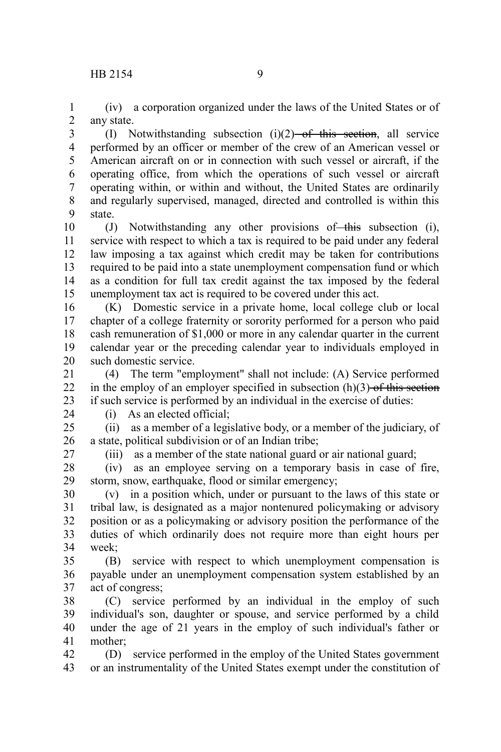(iv) a corporation organized under the laws of the United States or of any state.

(I) Notwithstanding subsection (i)(2) ~~of this section~~, all service performed by an officer or member of the crew of an American vessel or American aircraft on or in connection with such vessel or aircraft, if the operating office, from which the operations of such vessel or aircraft operating within, or within and without, the United States are ordinarily and regularly supervised, managed, directed and controlled is within this state.

(J) Notwithstanding any other provisions of ~~this~~ subsection (i), service with respect to which a tax is required to be paid under any federal law imposing a tax against which credit may be taken for contributions required to be paid into a state unemployment compensation fund or which as a condition for full tax credit against the tax imposed by the federal unemployment tax act is required to be covered under this act.

(K) Domestic service in a private home, local college club or local chapter of a college fraternity or sorority performed for a person who paid cash remuneration of $1,000 or more in any calendar quarter in the current calendar year or the preceding calendar year to individuals employed in such domestic service.

(4) The term "employment" shall not include: (A) Service performed in the employ of an employer specified in subsection (h)(3) ~~of this section~~ if such service is performed by an individual in the exercise of duties:

(i) As an elected official;

(ii) as a member of a legislative body, or a member of the judiciary, of a state, political subdivision or of an Indian tribe;

(iii) as a member of the state national guard or air national guard;

(iv) as an employee serving on a temporary basis in case of fire, storm, snow, earthquake, flood or similar emergency;

(v) in a position which, under or pursuant to the laws of this state or tribal law, is designated as a major nontenured policymaking or advisory position or as a policymaking or advisory position the performance of the duties of which ordinarily does not require more than eight hours per week;

(B) service with respect to which unemployment compensation is payable under an unemployment compensation system established by an act of congress;

(C) service performed by an individual in the employ of such individual's son, daughter or spouse, and service performed by a child under the age of 21 years in the employ of such individual's father or mother;

(D) service performed in the employ of the United States government or an instrumentality of the United States exempt under the constitution of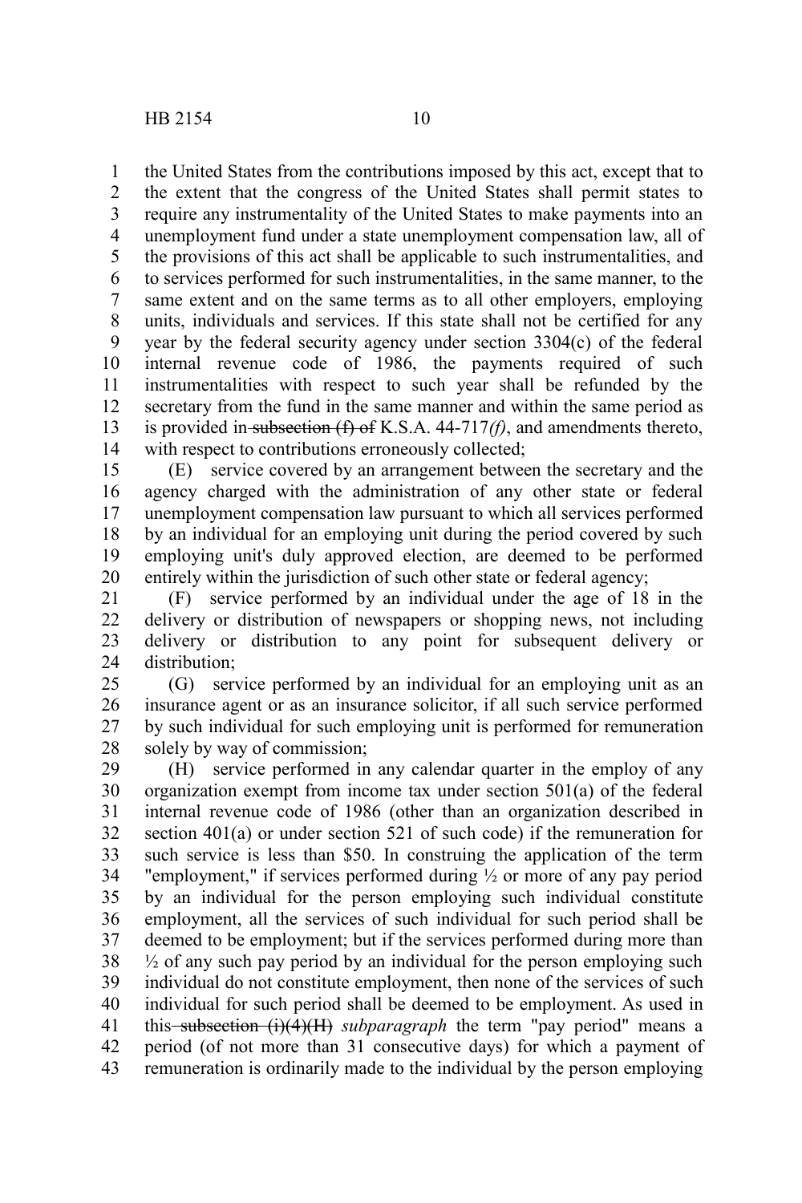the United States from the contributions imposed by this act, except that to the extent that the congress of the United States shall permit states to require any instrumentality of the United States to make payments into an unemployment fund under a state unemployment compensation law, all of the provisions of this act shall be applicable to such instrumentalities, and to services performed for such instrumentalities, in the same manner, to the same extent and on the same terms as to all other employers, employing units, individuals and services. If this state shall not be certified for any year by the federal security agency under section 3304(c) of the federal internal revenue code of 1986, the payments required of such instrumentalities with respect to such year shall be refunded by the secretary from the fund in the same manner and within the same period as is provided in ~~subsection (f) of~~ K.S.A. 44-717*(f)*, and amendments thereto, with respect to contributions erroneously collected;

(E) service covered by an arrangement between the secretary and the agency charged with the administration of any other state or federal unemployment compensation law pursuant to which all services performed by an individual for an employing unit during the period covered by such employing unit's duly approved election, are deemed to be performed entirely within the jurisdiction of such other state or federal agency;

(F) service performed by an individual under the age of 18 in the delivery or distribution of newspapers or shopping news, not including delivery or distribution to any point for subsequent delivery or distribution;

(G) service performed by an individual for an employing unit as an insurance agent or as an insurance solicitor, if all such service performed by such individual for such employing unit is performed for remuneration solely by way of commission;

(H) service performed in any calendar quarter in the employ of any organization exempt from income tax under section 501(a) of the federal internal revenue code of 1986 (other than an organization described in section 401(a) or under section 521 of such code) if the remuneration for such service is less than $50. In construing the application of the term "employment," if services performed during ½ or more of any pay period by an individual for the person employing such individual constitute employment, all the services of such individual for such period shall be deemed to be employment; but if the services performed during more than ½ of any such pay period by an individual for the person employing such individual do not constitute employment, then none of the services of such individual for such period shall be deemed to be employment. As used in this ~~subsection (i)(4)(H)~~ *subparagraph* the term "pay period" means a period (of not more than 31 consecutive days) for which a payment of remuneration is ordinarily made to the individual by the person employing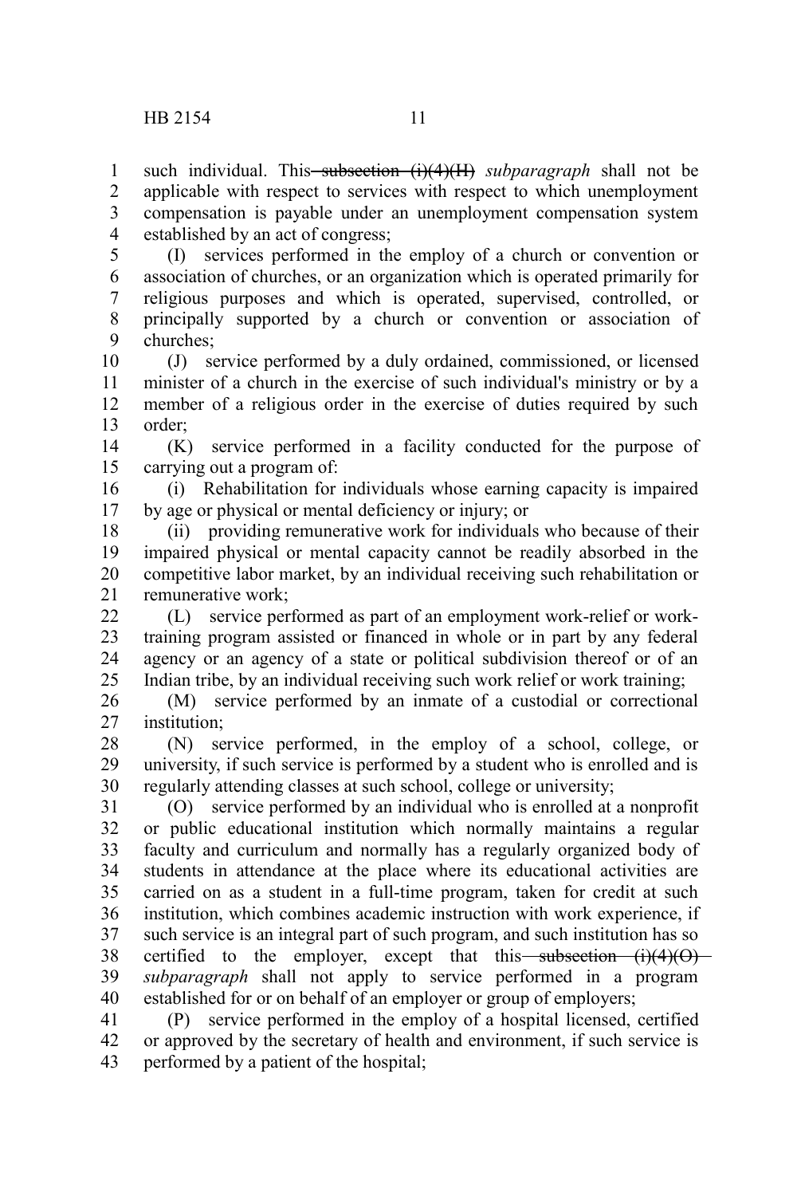such individual. This ~~subsection (i)(4)(H)~~ *subparagraph* shall not be applicable with respect to services with respect to which unemployment compensation is payable under an unemployment compensation system established by an act of congress;

(I) services performed in the employ of a church or convention or association of churches, or an organization which is operated primarily for religious purposes and which is operated, supervised, controlled, or principally supported by a church or convention or association of churches;

(J) service performed by a duly ordained, commissioned, or licensed minister of a church in the exercise of such individual's ministry or by a member of a religious order in the exercise of duties required by such order;

(K) service performed in a facility conducted for the purpose of carrying out a program of:

(i) Rehabilitation for individuals whose earning capacity is impaired by age or physical or mental deficiency or injury; or

(ii) providing remunerative work for individuals who because of their impaired physical or mental capacity cannot be readily absorbed in the competitive labor market, by an individual receiving such rehabilitation or remunerative work;

(L) service performed as part of an employment work-relief or work-training program assisted or financed in whole or in part by any federal agency or an agency of a state or political subdivision thereof or of an Indian tribe, by an individual receiving such work relief or work training;

(M) service performed by an inmate of a custodial or correctional institution;

(N) service performed, in the employ of a school, college, or university, if such service is performed by a student who is enrolled and is regularly attending classes at such school, college or university;

(O) service performed by an individual who is enrolled at a nonprofit or public educational institution which normally maintains a regular faculty and curriculum and normally has a regularly organized body of students in attendance at the place where its educational activities are carried on as a student in a full-time program, taken for credit at such institution, which combines academic instruction with work experience, if such service is an integral part of such program, and such institution has so certified to the employer, except that this ~~subsection (i)(4)(O)~~ *subparagraph* shall not apply to service performed in a program established for or on behalf of an employer or group of employers;

(P) service performed in the employ of a hospital licensed, certified or approved by the secretary of health and environment, if such service is performed by a patient of the hospital;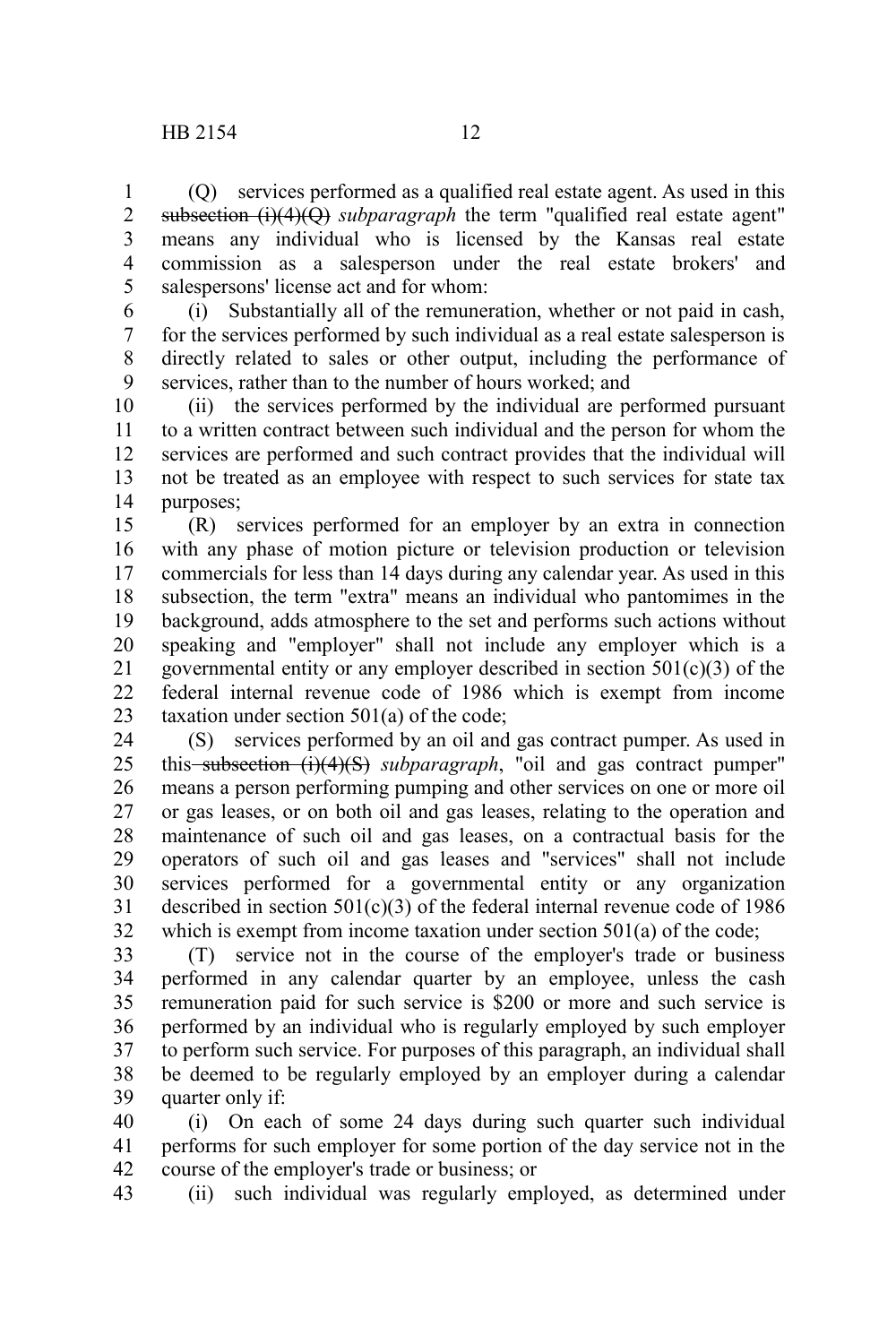(Q) services performed as a qualified real estate agent. As used in this ~~subsection (i)(4)(Q)~~ *subparagraph* the term "qualified real estate agent" means any individual who is licensed by the Kansas real estate commission as a salesperson under the real estate brokers' and salespersons' license act and for whom:

(i) Substantially all of the remuneration, whether or not paid in cash, for the services performed by such individual as a real estate salesperson is directly related to sales or other output, including the performance of services, rather than to the number of hours worked; and

(ii) the services performed by the individual are performed pursuant to a written contract between such individual and the person for whom the services are performed and such contract provides that the individual will not be treated as an employee with respect to such services for state tax purposes;

(R) services performed for an employer by an extra in connection with any phase of motion picture or television production or television commercials for less than 14 days during any calendar year. As used in this subsection, the term "extra" means an individual who pantomimes in the background, adds atmosphere to the set and performs such actions without speaking and "employer" shall not include any employer which is a governmental entity or any employer described in section 501(c)(3) of the federal internal revenue code of 1986 which is exempt from income taxation under section 501(a) of the code;

(S) services performed by an oil and gas contract pumper. As used in this ~~subsection (i)(4)(S)~~ *subparagraph*, "oil and gas contract pumper" means a person performing pumping and other services on one or more oil or gas leases, or on both oil and gas leases, relating to the operation and maintenance of such oil and gas leases, on a contractual basis for the operators of such oil and gas leases and "services" shall not include services performed for a governmental entity or any organization described in section 501(c)(3) of the federal internal revenue code of 1986 which is exempt from income taxation under section 501(a) of the code;

(T) service not in the course of the employer's trade or business performed in any calendar quarter by an employee, unless the cash remuneration paid for such service is $200 or more and such service is performed by an individual who is regularly employed by such employer to perform such service. For purposes of this paragraph, an individual shall be deemed to be regularly employed by an employer during a calendar quarter only if:

(i) On each of some 24 days during such quarter such individual performs for such employer for some portion of the day service not in the course of the employer's trade or business; or

(ii) such individual was regularly employed, as determined under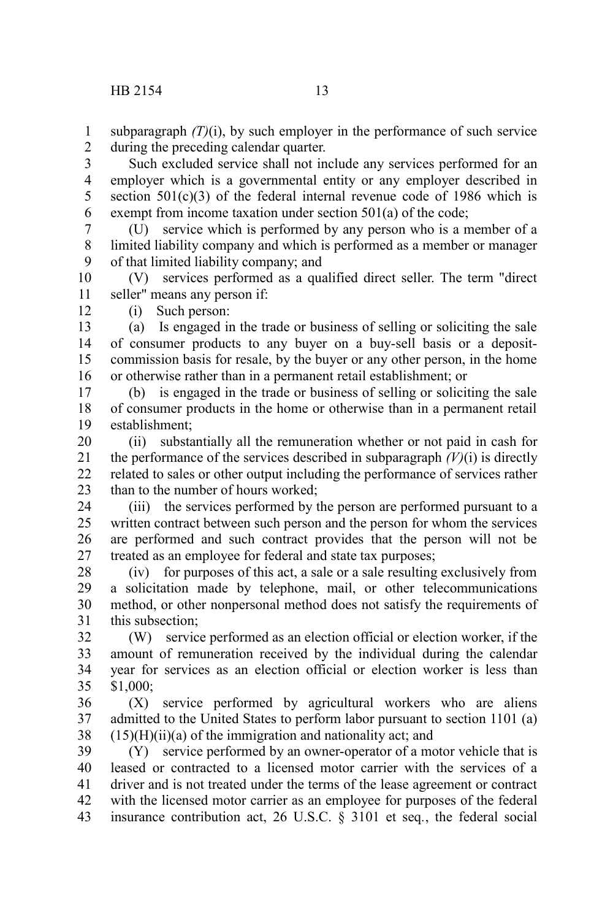subparagraph *(T)*(i), by such employer in the performance of such service during the preceding calendar quarter.

Such excluded service shall not include any services performed for an employer which is a governmental entity or any employer described in section 501(c)(3) of the federal internal revenue code of 1986 which is exempt from income taxation under section 501(a) of the code;

(U) service which is performed by any person who is a member of a limited liability company and which is performed as a member or manager of that limited liability company; and

(V) services performed as a qualified direct seller. The term "direct seller" means any person if:

(i) Such person:

(a) Is engaged in the trade or business of selling or soliciting the sale of consumer products to any buyer on a buy-sell basis or a deposit-commission basis for resale, by the buyer or any other person, in the home or otherwise rather than in a permanent retail establishment; or

(b) is engaged in the trade or business of selling or soliciting the sale of consumer products in the home or otherwise than in a permanent retail establishment;

(ii) substantially all the remuneration whether or not paid in cash for the performance of the services described in subparagraph *(V)*(i) is directly related to sales or other output including the performance of services rather than to the number of hours worked;

(iii) the services performed by the person are performed pursuant to a written contract between such person and the person for whom the services are performed and such contract provides that the person will not be treated as an employee for federal and state tax purposes;

(iv) for purposes of this act, a sale or a sale resulting exclusively from a solicitation made by telephone, mail, or other telecommunications method, or other nonpersonal method does not satisfy the requirements of this subsection;

(W) service performed as an election official or election worker, if the amount of remuneration received by the individual during the calendar year for services as an election official or election worker is less than $1,000;

(X) service performed by agricultural workers who are aliens admitted to the United States to perform labor pursuant to section 1101 (a)(15)(H)(ii)(a) of the immigration and nationality act; and

(Y) service performed by an owner-operator of a motor vehicle that is leased or contracted to a licensed motor carrier with the services of a driver and is not treated under the terms of the lease agreement or contract with the licensed motor carrier as an employee for purposes of the federal insurance contribution act, 26 U.S.C. § 3101 et seq., the federal social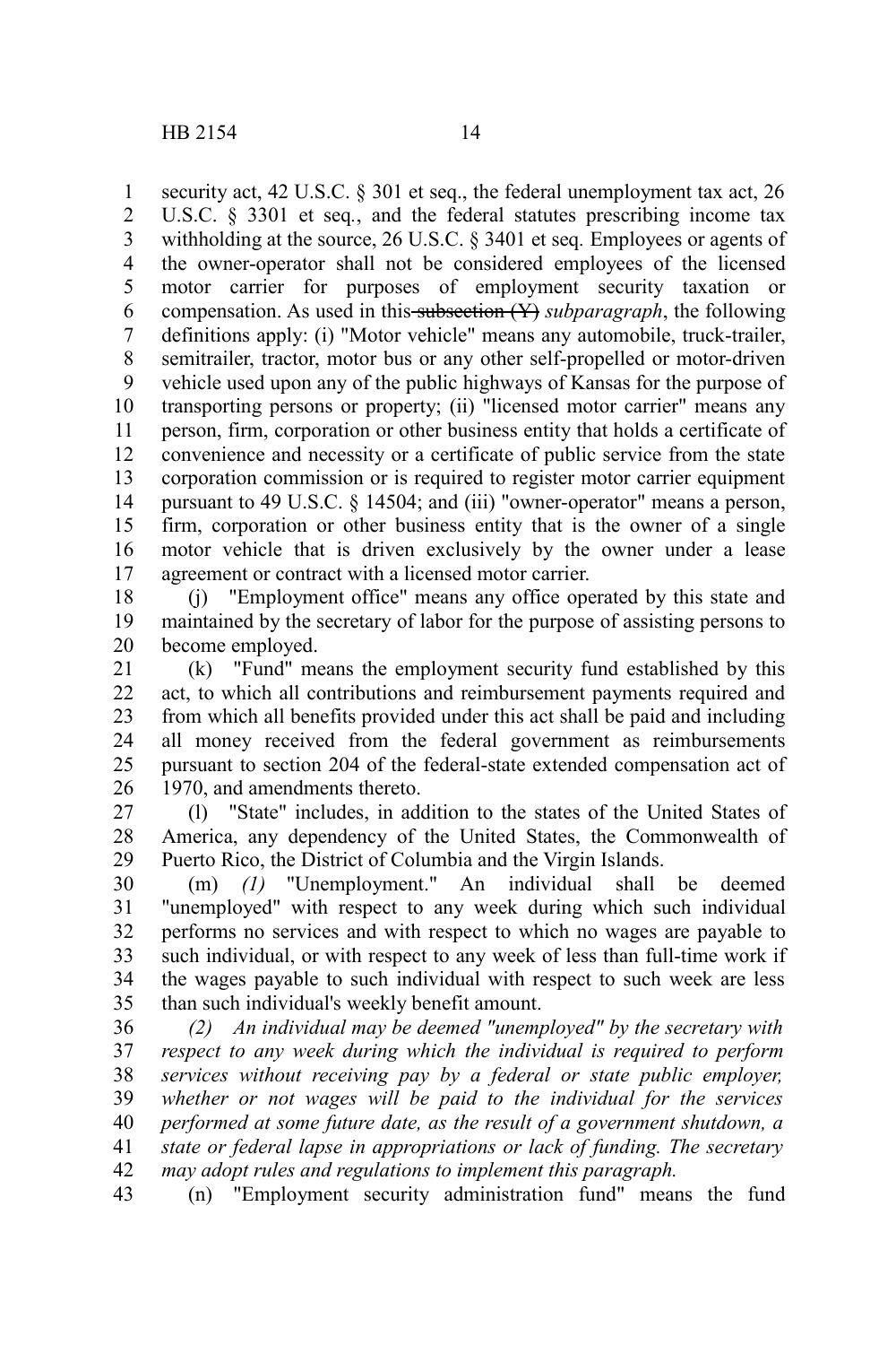security act, 42 U.S.C. § 301 et seq., the federal unemployment tax act, 26 U.S.C. § 3301 et seq., and the federal statutes prescribing income tax withholding at the source, 26 U.S.C. § 3401 et seq. Employees or agents of the owner-operator shall not be considered employees of the licensed motor carrier for purposes of employment security taxation or compensation. As used in this ~~subsection (Y)~~ *subparagraph*, the following definitions apply: (i) "Motor vehicle" means any automobile, truck-trailer, semitrailer, tractor, motor bus or any other self-propelled or motor-driven vehicle used upon any of the public highways of Kansas for the purpose of transporting persons or property; (ii) "licensed motor carrier" means any person, firm, corporation or other business entity that holds a certificate of convenience and necessity or a certificate of public service from the state corporation commission or is required to register motor carrier equipment pursuant to 49 U.S.C. § 14504; and (iii) "owner-operator" means a person, firm, corporation or other business entity that is the owner of a single motor vehicle that is driven exclusively by the owner under a lease agreement or contract with a licensed motor carrier.

(j) "Employment office" means any office operated by this state and maintained by the secretary of labor for the purpose of assisting persons to become employed.

(k) "Fund" means the employment security fund established by this act, to which all contributions and reimbursement payments required and from which all benefits provided under this act shall be paid and including all money received from the federal government as reimbursements pursuant to section 204 of the federal-state extended compensation act of 1970, and amendments thereto.

(l) "State" includes, in addition to the states of the United States of America, any dependency of the United States, the Commonwealth of Puerto Rico, the District of Columbia and the Virgin Islands.

(m) *(1)* "Unemployment." An individual shall be deemed "unemployed" with respect to any week during which such individual performs no services and with respect to which no wages are payable to such individual, or with respect to any week of less than full-time work if the wages payable to such individual with respect to such week are less than such individual's weekly benefit amount.

*(2) An individual may be deemed "unemployed" by the secretary with respect to any week during which the individual is required to perform services without receiving pay by a federal or state public employer, whether or not wages will be paid to the individual for the services performed at some future date, as the result of a government shutdown, a state or federal lapse in appropriations or lack of funding. The secretary may adopt rules and regulations to implement this paragraph.*

(n) "Employment security administration fund" means the fund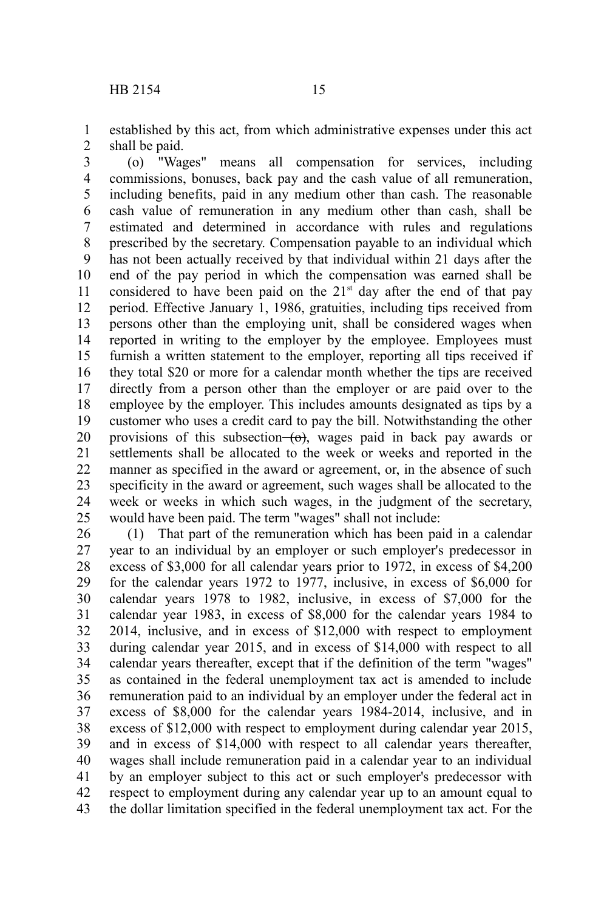established by this act, from which administrative expenses under this act shall be paid.

(o) "Wages" means all compensation for services, including commissions, bonuses, back pay and the cash value of all remuneration, including benefits, paid in any medium other than cash. The reasonable cash value of remuneration in any medium other than cash, shall be estimated and determined in accordance with rules and regulations prescribed by the secretary. Compensation payable to an individual which has not been actually received by that individual within 21 days after the end of the pay period in which the compensation was earned shall be considered to have been paid on the 21st day after the end of that pay period. Effective January 1, 1986, gratuities, including tips received from persons other than the employing unit, shall be considered wages when reported in writing to the employer by the employee. Employees must furnish a written statement to the employer, reporting all tips received if they total $20 or more for a calendar month whether the tips are received directly from a person other than the employer or are paid over to the employee by the employer. This includes amounts designated as tips by a customer who uses a credit card to pay the bill. Notwithstanding the other provisions of this subsection ~~(o)~~, wages paid in back pay awards or settlements shall be allocated to the week or weeks and reported in the manner as specified in the award or agreement, or, in the absence of such specificity in the award or agreement, such wages shall be allocated to the week or weeks in which such wages, in the judgment of the secretary, would have been paid. The term "wages" shall not include:

(1) That part of the remuneration which has been paid in a calendar year to an individual by an employer or such employer's predecessor in excess of $3,000 for all calendar years prior to 1972, in excess of $4,200 for the calendar years 1972 to 1977, inclusive, in excess of $6,000 for calendar years 1978 to 1982, inclusive, in excess of $7,000 for the calendar year 1983, in excess of $8,000 for the calendar years 1984 to 2014, inclusive, and in excess of $12,000 with respect to employment during calendar year 2015, and in excess of $14,000 with respect to all calendar years thereafter, except that if the definition of the term "wages" as contained in the federal unemployment tax act is amended to include remuneration paid to an individual by an employer under the federal act in excess of $8,000 for the calendar years 1984-2014, inclusive, and in excess of $12,000 with respect to employment during calendar year 2015, and in excess of $14,000 with respect to all calendar years thereafter, wages shall include remuneration paid in a calendar year to an individual by an employer subject to this act or such employer's predecessor with respect to employment during any calendar year up to an amount equal to the dollar limitation specified in the federal unemployment tax act. For the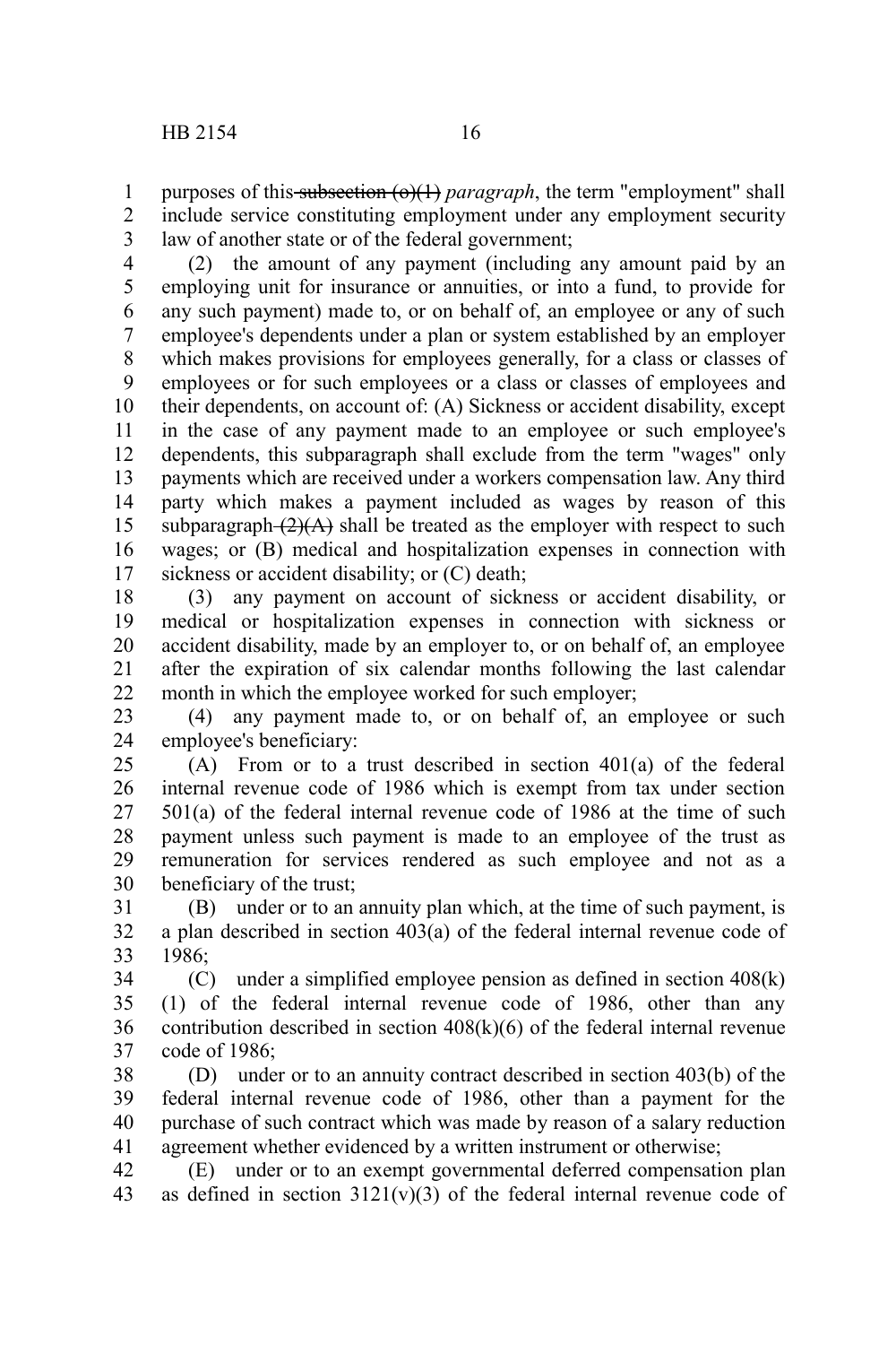purposes of this ~~subsection (o)(1)~~ *paragraph*, the term "employment" shall include service constituting employment under any employment security law of another state or of the federal government;

(2) the amount of any payment (including any amount paid by an employing unit for insurance or annuities, or into a fund, to provide for any such payment) made to, or on behalf of, an employee or any of such employee's dependents under a plan or system established by an employer which makes provisions for employees generally, for a class or classes of employees or for such employees or a class or classes of employees and their dependents, on account of: (A) Sickness or accident disability, except in the case of any payment made to an employee or such employee's dependents, this subparagraph shall exclude from the term "wages" only payments which are received under a workers compensation law. Any third party which makes a payment included as wages by reason of this subparagraph ~~(2)(A)~~ shall be treated as the employer with respect to such wages; or (B) medical and hospitalization expenses in connection with sickness or accident disability; or (C) death;

(3) any payment on account of sickness or accident disability, or medical or hospitalization expenses in connection with sickness or accident disability, made by an employer to, or on behalf of, an employee after the expiration of six calendar months following the last calendar month in which the employee worked for such employer;

(4) any payment made to, or on behalf of, an employee or such employee's beneficiary:

(A) From or to a trust described in section 401(a) of the federal internal revenue code of 1986 which is exempt from tax under section 501(a) of the federal internal revenue code of 1986 at the time of such payment unless such payment is made to an employee of the trust as remuneration for services rendered as such employee and not as a beneficiary of the trust;

(B) under or to an annuity plan which, at the time of such payment, is a plan described in section 403(a) of the federal internal revenue code of 1986;

(C) under a simplified employee pension as defined in section 408(k)(1) of the federal internal revenue code of 1986, other than any contribution described in section 408(k)(6) of the federal internal revenue code of 1986;

(D) under or to an annuity contract described in section 403(b) of the federal internal revenue code of 1986, other than a payment for the purchase of such contract which was made by reason of a salary reduction agreement whether evidenced by a written instrument or otherwise;

(E) under or to an exempt governmental deferred compensation plan as defined in section 3121(v)(3) of the federal internal revenue code of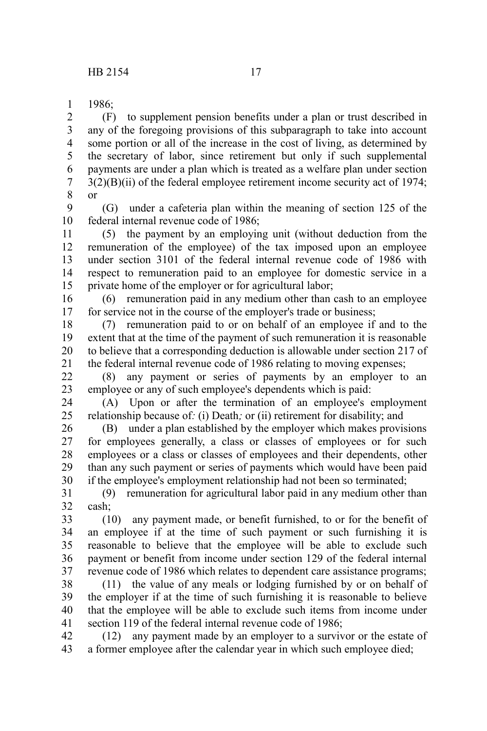1986;

(F) to supplement pension benefits under a plan or trust described in any of the foregoing provisions of this subparagraph to take into account some portion or all of the increase in the cost of living, as determined by the secretary of labor, since retirement but only if such supplemental payments are under a plan which is treated as a welfare plan under section 3(2)(B)(ii) of the federal employee retirement income security act of 1974; or

(G) under a cafeteria plan within the meaning of section 125 of the federal internal revenue code of 1986;

(5) the payment by an employing unit (without deduction from the remuneration of the employee) of the tax imposed upon an employee under section 3101 of the federal internal revenue code of 1986 with respect to remuneration paid to an employee for domestic service in a private home of the employer or for agricultural labor;

(6) remuneration paid in any medium other than cash to an employee for service not in the course of the employer's trade or business;

(7) remuneration paid to or on behalf of an employee if and to the extent that at the time of the payment of such remuneration it is reasonable to believe that a corresponding deduction is allowable under section 217 of the federal internal revenue code of 1986 relating to moving expenses;

(8) any payment or series of payments by an employer to an employee or any of such employee's dependents which is paid:

(A) Upon or after the termination of an employee's employment relationship because of*:* (i) Death*;* or (ii) retirement for disability; and

(B) under a plan established by the employer which makes provisions for employees generally, a class or classes of employees or for such employees or a class or classes of employees and their dependents, other than any such payment or series of payments which would have been paid if the employee's employment relationship had not been so terminated;

(9) remuneration for agricultural labor paid in any medium other than cash;

(10) any payment made, or benefit furnished, to or for the benefit of an employee if at the time of such payment or such furnishing it is reasonable to believe that the employee will be able to exclude such payment or benefit from income under section 129 of the federal internal revenue code of 1986 which relates to dependent care assistance programs;

(11) the value of any meals or lodging furnished by or on behalf of the employer if at the time of such furnishing it is reasonable to believe that the employee will be able to exclude such items from income under section 119 of the federal internal revenue code of 1986;

(12) any payment made by an employer to a survivor or the estate of a former employee after the calendar year in which such employee died;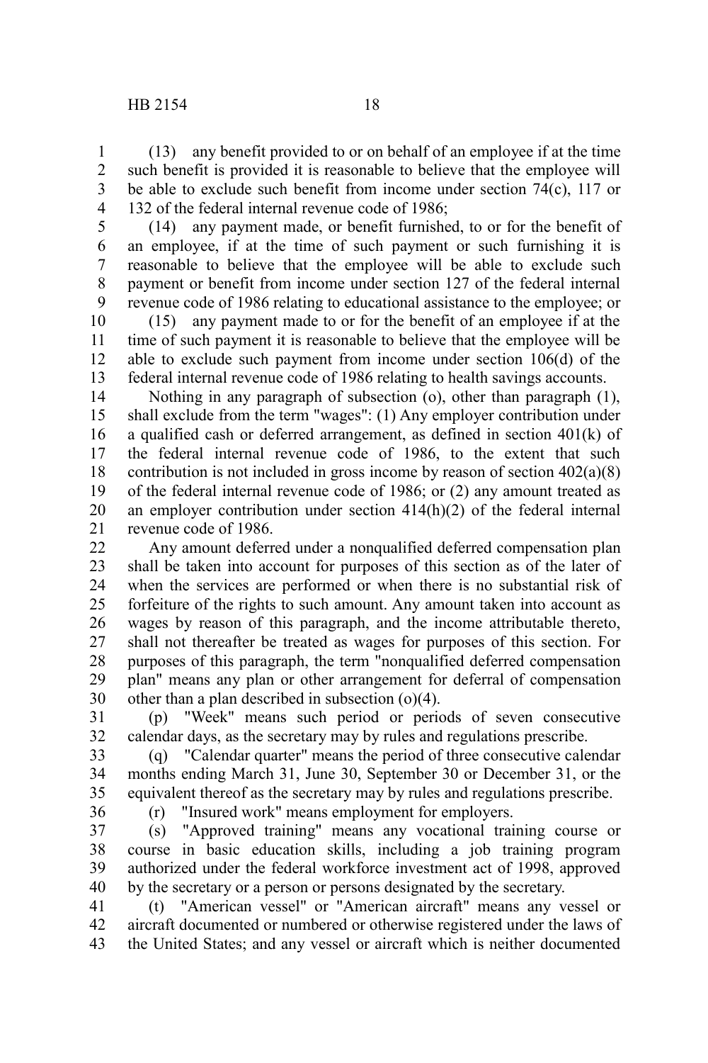(13) any benefit provided to or on behalf of an employee if at the time such benefit is provided it is reasonable to believe that the employee will be able to exclude such benefit from income under section 74(c), 117 or 132 of the federal internal revenue code of 1986;

(14) any payment made, or benefit furnished, to or for the benefit of an employee, if at the time of such payment or such furnishing it is reasonable to believe that the employee will be able to exclude such payment or benefit from income under section 127 of the federal internal revenue code of 1986 relating to educational assistance to the employee; or

(15) any payment made to or for the benefit of an employee if at the time of such payment it is reasonable to believe that the employee will be able to exclude such payment from income under section 106(d) of the federal internal revenue code of 1986 relating to health savings accounts.

Nothing in any paragraph of subsection (o), other than paragraph (1), shall exclude from the term "wages": (1) Any employer contribution under a qualified cash or deferred arrangement, as defined in section 401(k) of the federal internal revenue code of 1986, to the extent that such contribution is not included in gross income by reason of section 402(a)(8) of the federal internal revenue code of 1986; or (2) any amount treated as an employer contribution under section 414(h)(2) of the federal internal revenue code of 1986.

Any amount deferred under a nonqualified deferred compensation plan shall be taken into account for purposes of this section as of the later of when the services are performed or when there is no substantial risk of forfeiture of the rights to such amount. Any amount taken into account as wages by reason of this paragraph, and the income attributable thereto, shall not thereafter be treated as wages for purposes of this section. For purposes of this paragraph, the term "nonqualified deferred compensation plan" means any plan or other arrangement for deferral of compensation other than a plan described in subsection (o)(4).

(p) "Week" means such period or periods of seven consecutive calendar days, as the secretary may by rules and regulations prescribe.

(q) "Calendar quarter" means the period of three consecutive calendar months ending March 31, June 30, September 30 or December 31, or the equivalent thereof as the secretary may by rules and regulations prescribe.

(r) "Insured work" means employment for employers.

(s) "Approved training" means any vocational training course or course in basic education skills, including a job training program authorized under the federal workforce investment act of 1998, approved by the secretary or a person or persons designated by the secretary.

(t) "American vessel" or "American aircraft" means any vessel or aircraft documented or numbered or otherwise registered under the laws of the United States; and any vessel or aircraft which is neither documented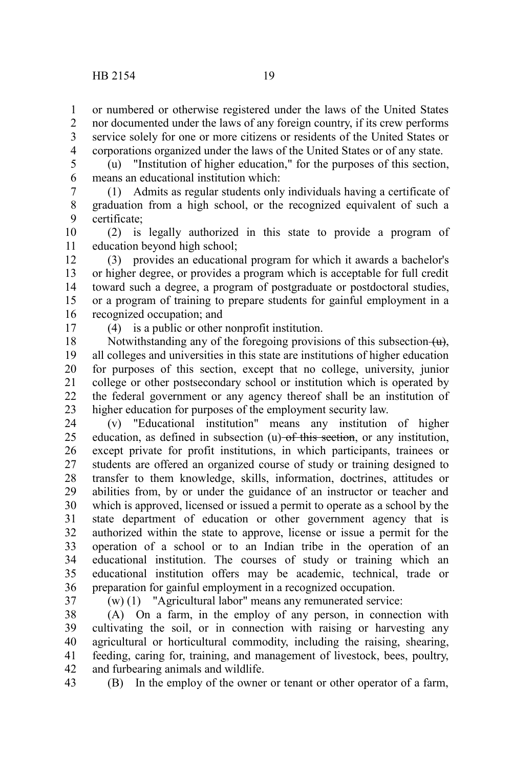or numbered or otherwise registered under the laws of the United States nor documented under the laws of any foreign country, if its crew performs service solely for one or more citizens or residents of the United States or corporations organized under the laws of the United States or of any state.

(u) "Institution of higher education," for the purposes of this section, means an educational institution which:

(1) Admits as regular students only individuals having a certificate of graduation from a high school, or the recognized equivalent of such a certificate;

(2) is legally authorized in this state to provide a program of education beyond high school;

(3) provides an educational program for which it awards a bachelor's or higher degree, or provides a program which is acceptable for full credit toward such a degree, a program of postgraduate or postdoctoral studies, or a program of training to prepare students for gainful employment in a recognized occupation; and

(4) is a public or other nonprofit institution.

Notwithstanding any of the foregoing provisions of this subsection ~~(u)~~, all colleges and universities in this state are institutions of higher education for purposes of this section, except that no college, university, junior college or other postsecondary school or institution which is operated by the federal government or any agency thereof shall be an institution of higher education for purposes of the employment security law.

(v) "Educational institution" means any institution of higher education, as defined in subsection (u) ~~of this section~~, or any institution, except private for profit institutions, in which participants, trainees or students are offered an organized course of study or training designed to transfer to them knowledge, skills, information, doctrines, attitudes or abilities from, by or under the guidance of an instructor or teacher and which is approved, licensed or issued a permit to operate as a school by the state department of education or other government agency that is authorized within the state to approve, license or issue a permit for the operation of a school or to an Indian tribe in the operation of an educational institution. The courses of study or training which an educational institution offers may be academic, technical, trade or preparation for gainful employment in a recognized occupation.

(w) (1) "Agricultural labor" means any remunerated service:

(A) On a farm, in the employ of any person, in connection with cultivating the soil, or in connection with raising or harvesting any agricultural or horticultural commodity, including the raising, shearing, feeding, caring for, training, and management of livestock, bees, poultry, and furbearing animals and wildlife.

(B) In the employ of the owner or tenant or other operator of a farm,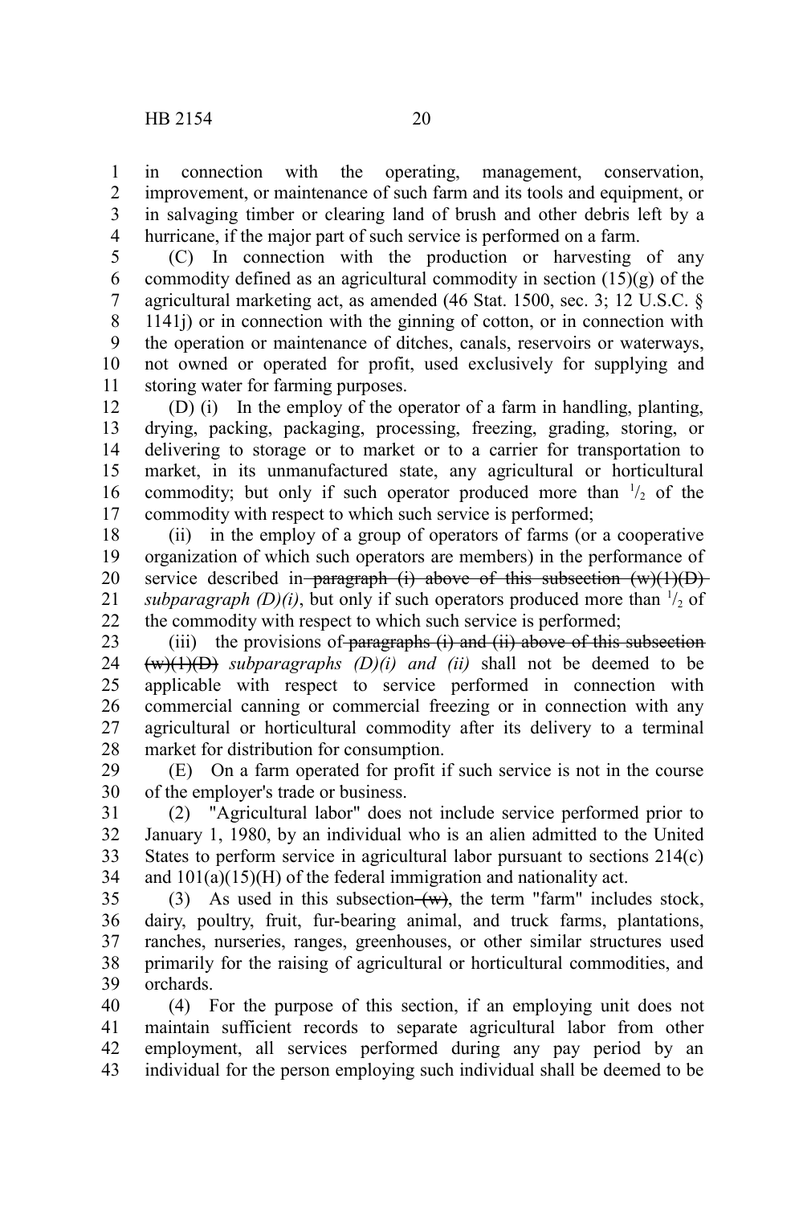in connection with the operating, management, conservation, improvement, or maintenance of such farm and its tools and equipment, or in salvaging timber or clearing land of brush and other debris left by a hurricane, if the major part of such service is performed on a farm.

(C) In connection with the production or harvesting of any commodity defined as an agricultural commodity in section (15)(g) of the agricultural marketing act, as amended (46 Stat. 1500, sec. 3; 12 U.S.C. § 1141j) or in connection with the ginning of cotton, or in connection with the operation or maintenance of ditches, canals, reservoirs or waterways, not owned or operated for profit, used exclusively for supplying and storing water for farming purposes.

(D) (i) In the employ of the operator of a farm in handling, planting, drying, packing, packaging, processing, freezing, grading, storing, or delivering to storage or to market or to a carrier for transportation to market, in its unmanufactured state, any agricultural or horticultural commodity; but only if such operator produced more than $^1/_2$ of the commodity with respect to which such service is performed;

(ii) in the employ of a group of operators of farms (or a cooperative organization of which such operators are members) in the performance of service described in ~~paragraph (i) above of this subsection (w)(1)(D)~~ *subparagraph (D)(i)*, but only if such operators produced more than $^1/_2$ of the commodity with respect to which such service is performed;

(iii) the provisions of ~~paragraphs (i) and (ii) above of this subsection (w)(1)(D)~~ *subparagraphs (D)(i) and (ii)* shall not be deemed to be applicable with respect to service performed in connection with commercial canning or commercial freezing or in connection with any agricultural or horticultural commodity after its delivery to a terminal market for distribution for consumption.

(E) On a farm operated for profit if such service is not in the course of the employer's trade or business.

(2) "Agricultural labor" does not include service performed prior to January 1, 1980, by an individual who is an alien admitted to the United States to perform service in agricultural labor pursuant to sections 214(c) and 101(a)(15)(H) of the federal immigration and nationality act.

(3) As used in this subsection ~~(w)~~, the term "farm" includes stock, dairy, poultry, fruit, fur-bearing animal, and truck farms, plantations, ranches, nurseries, ranges, greenhouses, or other similar structures used primarily for the raising of agricultural or horticultural commodities, and orchards.

(4) For the purpose of this section, if an employing unit does not maintain sufficient records to separate agricultural labor from other employment, all services performed during any pay period by an individual for the person employing such individual shall be deemed to be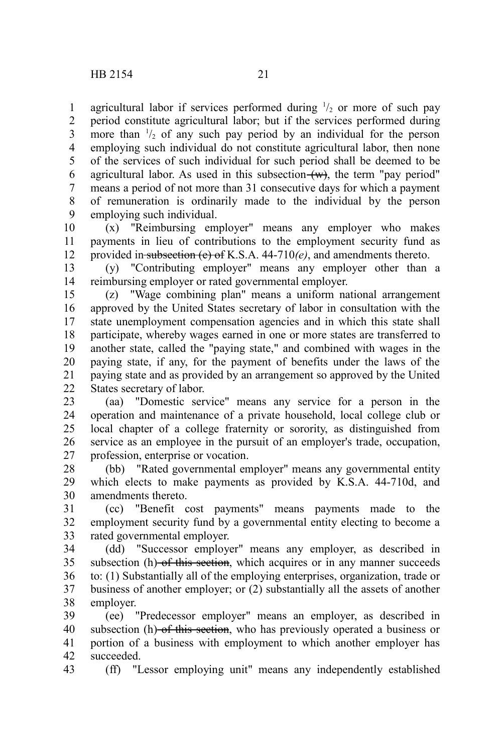agricultural labor if services performed during $^1/_2$ or more of such pay period constitute agricultural labor; but if the services performed during more than $^1/_2$ of any such pay period by an individual for the person employing such individual do not constitute agricultural labor, then none of the services of such individual for such period shall be deemed to be agricultural labor. As used in this subsection ~~(w)~~, the term "pay period" means a period of not more than 31 consecutive days for which a payment of remuneration is ordinarily made to the individual by the person employing such individual.

(x) "Reimbursing employer" means any employer who makes payments in lieu of contributions to the employment security fund as provided in ~~subsection (e) of~~ K.S.A. 44-710*(e)*, and amendments thereto.

(y) "Contributing employer" means any employer other than a reimbursing employer or rated governmental employer.

(z) "Wage combining plan" means a uniform national arrangement approved by the United States secretary of labor in consultation with the state unemployment compensation agencies and in which this state shall participate, whereby wages earned in one or more states are transferred to another state, called the "paying state," and combined with wages in the paying state, if any, for the payment of benefits under the laws of the paying state and as provided by an arrangement so approved by the United States secretary of labor.

(aa) "Domestic service" means any service for a person in the operation and maintenance of a private household, local college club or local chapter of a college fraternity or sorority, as distinguished from service as an employee in the pursuit of an employer's trade, occupation, profession, enterprise or vocation.

(bb) "Rated governmental employer" means any governmental entity which elects to make payments as provided by K.S.A. 44-710d, and amendments thereto.

(cc) "Benefit cost payments" means payments made to the employment security fund by a governmental entity electing to become a rated governmental employer.

(dd) "Successor employer" means any employer, as described in subsection (h) ~~of this section~~, which acquires or in any manner succeeds to: (1) Substantially all of the employing enterprises, organization, trade or business of another employer; or (2) substantially all the assets of another employer.

(ee) "Predecessor employer" means an employer, as described in subsection (h) ~~of this section~~, who has previously operated a business or portion of a business with employment to which another employer has succeeded.

(ff) "Lessor employing unit" means any independently established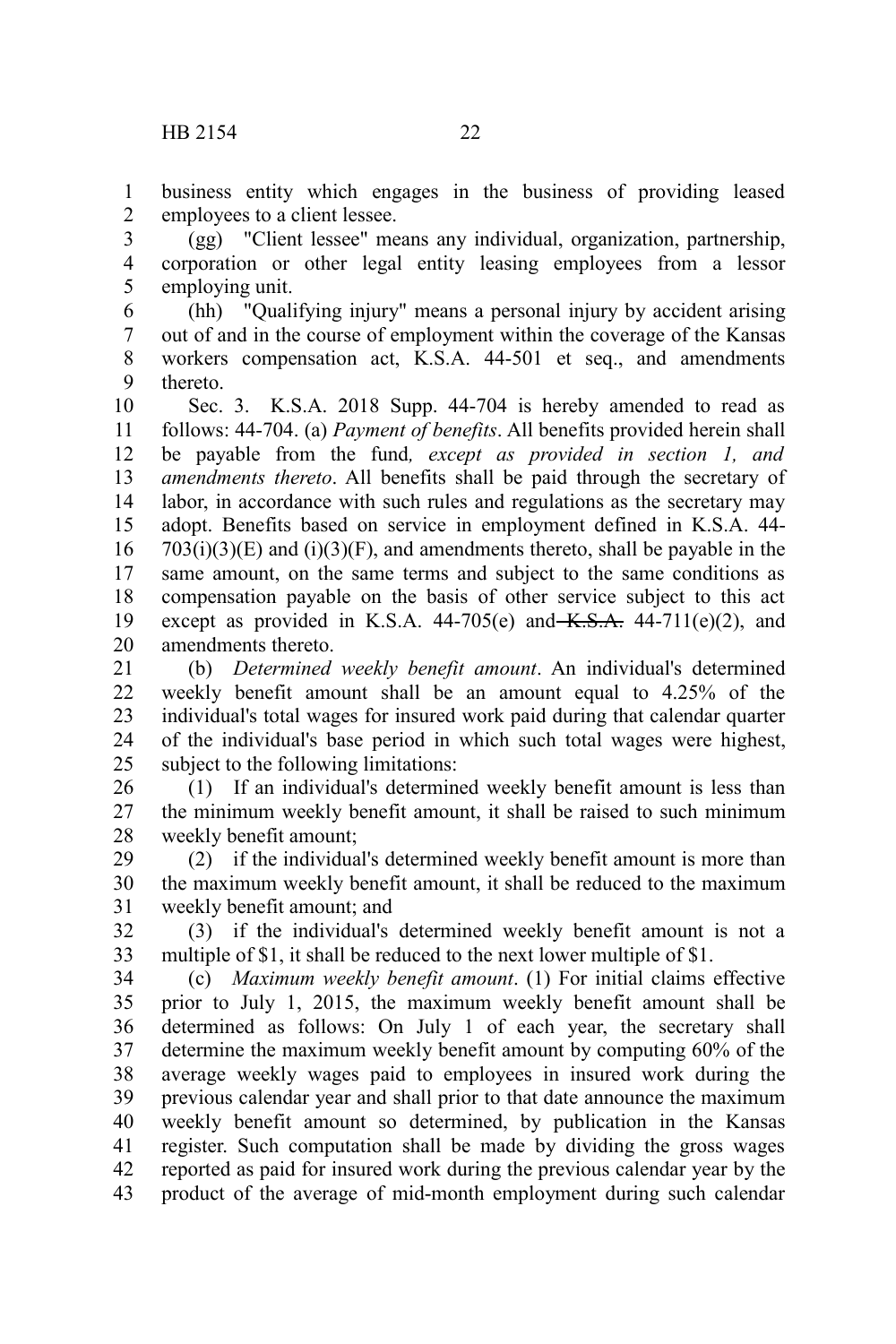business entity which engages in the business of providing leased employees to a client lessee.

(gg) "Client lessee" means any individual, organization, partnership, corporation or other legal entity leasing employees from a lessor employing unit.

(hh) "Qualifying injury" means a personal injury by accident arising out of and in the course of employment within the coverage of the Kansas workers compensation act, K.S.A. 44-501 et seq., and amendments thereto.

Sec. 3. K.S.A. 2018 Supp. 44-704 is hereby amended to read as follows: 44-704. (a) *Payment of benefits*. All benefits provided herein shall be payable from the fund*, except as provided in section 1, and amendments thereto*. All benefits shall be paid through the secretary of labor, in accordance with such rules and regulations as the secretary may adopt. Benefits based on service in employment defined in K.S.A. 44-703(i)(3)(E) and (i)(3)(F), and amendments thereto, shall be payable in the same amount, on the same terms and subject to the same conditions as compensation payable on the basis of other service subject to this act except as provided in K.S.A. 44-705(e) and ~~K.S.A.~~ 44-711(e)(2), and amendments thereto.

(b) *Determined weekly benefit amount*. An individual's determined weekly benefit amount shall be an amount equal to 4.25% of the individual's total wages for insured work paid during that calendar quarter of the individual's base period in which such total wages were highest, subject to the following limitations:

(1) If an individual's determined weekly benefit amount is less than the minimum weekly benefit amount, it shall be raised to such minimum weekly benefit amount;

(2) if the individual's determined weekly benefit amount is more than the maximum weekly benefit amount, it shall be reduced to the maximum weekly benefit amount; and

(3) if the individual's determined weekly benefit amount is not a multiple of $1, it shall be reduced to the next lower multiple of $1.

(c) *Maximum weekly benefit amount*. (1) For initial claims effective prior to July 1, 2015, the maximum weekly benefit amount shall be determined as follows: On July 1 of each year, the secretary shall determine the maximum weekly benefit amount by computing 60% of the average weekly wages paid to employees in insured work during the previous calendar year and shall prior to that date announce the maximum weekly benefit amount so determined, by publication in the Kansas register. Such computation shall be made by dividing the gross wages reported as paid for insured work during the previous calendar year by the product of the average of mid-month employment during such calendar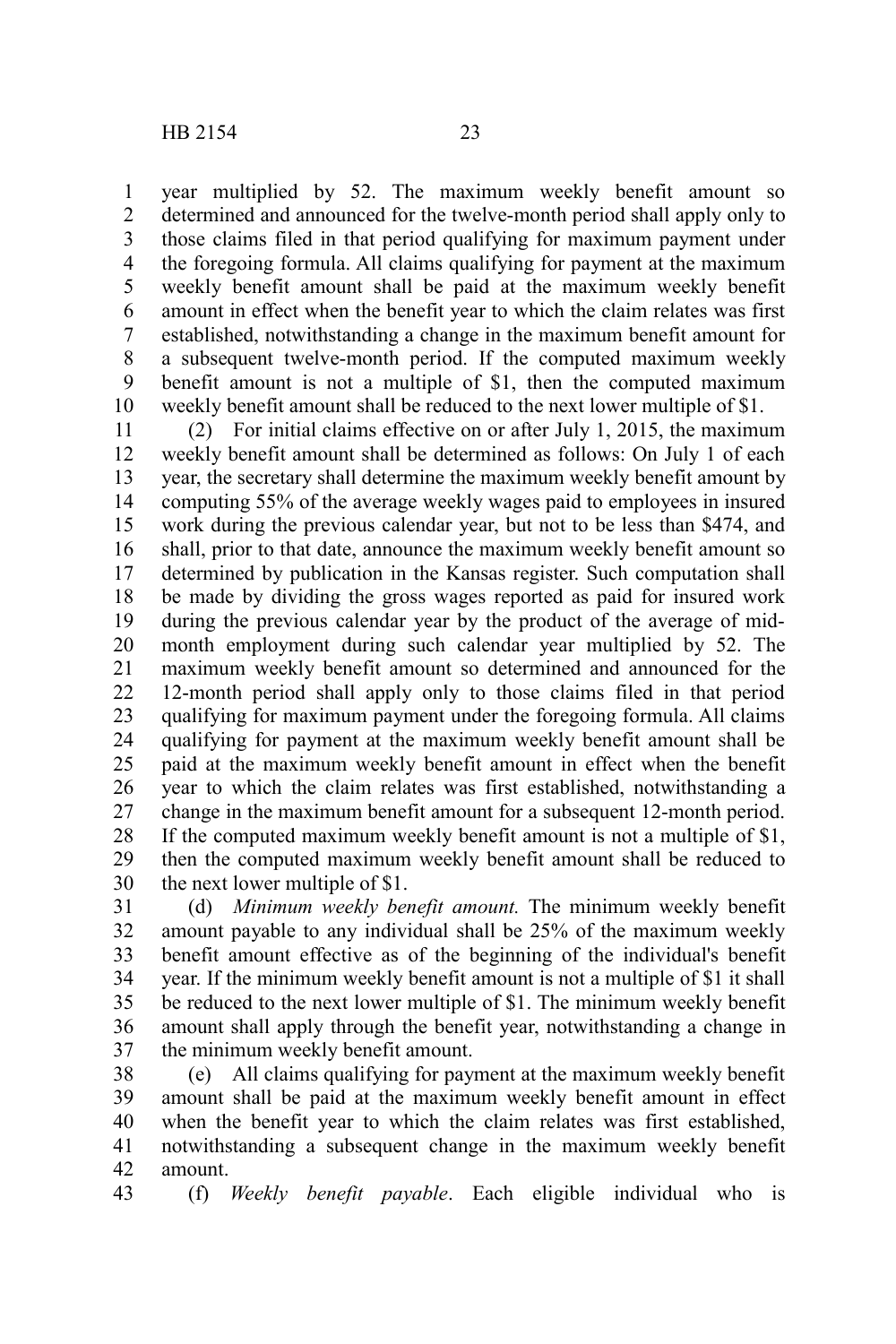year multiplied by 52. The maximum weekly benefit amount so determined and announced for the twelve-month period shall apply only to those claims filed in that period qualifying for maximum payment under the foregoing formula. All claims qualifying for payment at the maximum weekly benefit amount shall be paid at the maximum weekly benefit amount in effect when the benefit year to which the claim relates was first established, notwithstanding a change in the maximum benefit amount for a subsequent twelve-month period. If the computed maximum weekly benefit amount is not a multiple of $1, then the computed maximum weekly benefit amount shall be reduced to the next lower multiple of $1.

(2) For initial claims effective on or after July 1, 2015, the maximum weekly benefit amount shall be determined as follows: On July 1 of each year, the secretary shall determine the maximum weekly benefit amount by computing 55% of the average weekly wages paid to employees in insured work during the previous calendar year, but not to be less than $474, and shall, prior to that date, announce the maximum weekly benefit amount so determined by publication in the Kansas register. Such computation shall be made by dividing the gross wages reported as paid for insured work during the previous calendar year by the product of the average of mid-month employment during such calendar year multiplied by 52. The maximum weekly benefit amount so determined and announced for the 12-month period shall apply only to those claims filed in that period qualifying for maximum payment under the foregoing formula. All claims qualifying for payment at the maximum weekly benefit amount shall be paid at the maximum weekly benefit amount in effect when the benefit year to which the claim relates was first established, notwithstanding a change in the maximum benefit amount for a subsequent 12-month period. If the computed maximum weekly benefit amount is not a multiple of $1, then the computed maximum weekly benefit amount shall be reduced to the next lower multiple of $1.

(d) *Minimum weekly benefit amount.* The minimum weekly benefit amount payable to any individual shall be 25% of the maximum weekly benefit amount effective as of the beginning of the individual's benefit year. If the minimum weekly benefit amount is not a multiple of $1 it shall be reduced to the next lower multiple of $1. The minimum weekly benefit amount shall apply through the benefit year, notwithstanding a change in the minimum weekly benefit amount.

(e) All claims qualifying for payment at the maximum weekly benefit amount shall be paid at the maximum weekly benefit amount in effect when the benefit year to which the claim relates was first established, notwithstanding a subsequent change in the maximum weekly benefit amount.

(f) *Weekly benefit payable*. Each eligible individual who is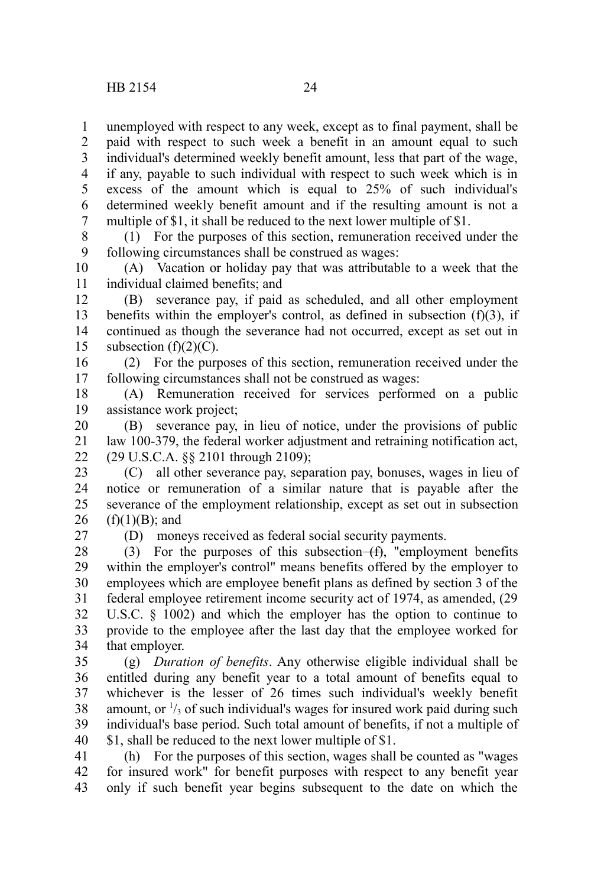unemployed with respect to any week, except as to final payment, shall be paid with respect to such week a benefit in an amount equal to such individual's determined weekly benefit amount, less that part of the wage, if any, payable to such individual with respect to such week which is in excess of the amount which is equal to 25% of such individual's determined weekly benefit amount and if the resulting amount is not a multiple of $1, it shall be reduced to the next lower multiple of $1.

(1) For the purposes of this section, remuneration received under the following circumstances shall be construed as wages:

(A) Vacation or holiday pay that was attributable to a week that the individual claimed benefits; and

(B) severance pay, if paid as scheduled, and all other employment benefits within the employer's control, as defined in subsection (f)(3), if continued as though the severance had not occurred, except as set out in subsection (f)(2)(C).

(2) For the purposes of this section, remuneration received under the following circumstances shall not be construed as wages:

(A) Remuneration received for services performed on a public assistance work project;

(B) severance pay, in lieu of notice, under the provisions of public law 100-379, the federal worker adjustment and retraining notification act, (29 U.S.C.A. §§ 2101 through 2109);

(C) all other severance pay, separation pay, bonuses, wages in lieu of notice or remuneration of a similar nature that is payable after the severance of the employment relationship, except as set out in subsection (f)(1)(B); and

(D) moneys received as federal social security payments.

(3) For the purposes of this subsection ~~(f)~~, "employment benefits within the employer's control" means benefits offered by the employer to employees which are employee benefit plans as defined by section 3 of the federal employee retirement income security act of 1974, as amended, (29 U.S.C. § 1002) and which the employer has the option to continue to provide to the employee after the last day that the employee worked for that employer.

(g) *Duration of benefits*. Any otherwise eligible individual shall be entitled during any benefit year to a total amount of benefits equal to whichever is the lesser of 26 times such individual's weekly benefit amount, or $^1/_3$ of such individual's wages for insured work paid during such individual's base period. Such total amount of benefits, if not a multiple of $1, shall be reduced to the next lower multiple of $1.

(h) For the purposes of this section, wages shall be counted as "wages for insured work" for benefit purposes with respect to any benefit year only if such benefit year begins subsequent to the date on which the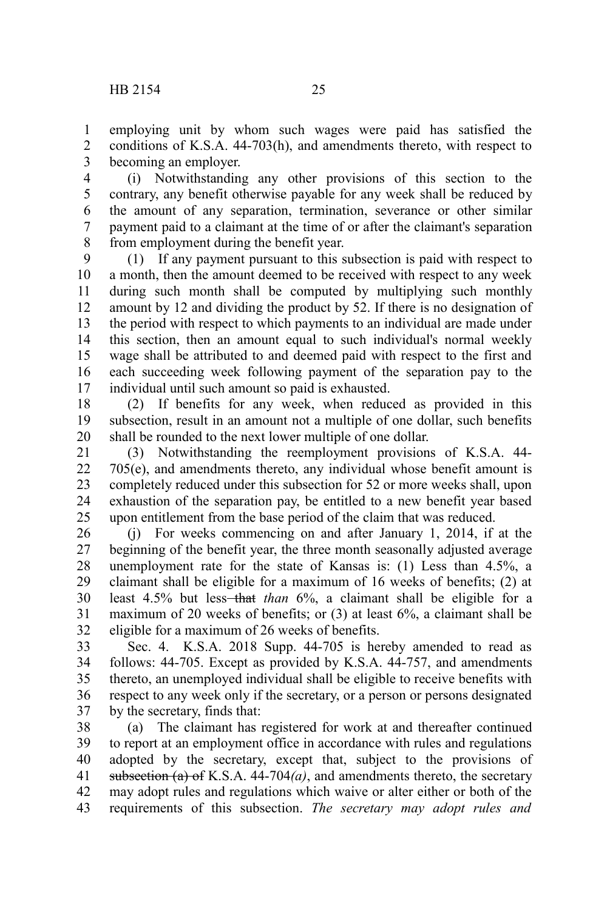employing unit by whom such wages were paid has satisfied the conditions of K.S.A. 44-703(h), and amendments thereto, with respect to becoming an employer.

(i) Notwithstanding any other provisions of this section to the contrary, any benefit otherwise payable for any week shall be reduced by the amount of any separation, termination, severance or other similar payment paid to a claimant at the time of or after the claimant's separation from employment during the benefit year.

(1) If any payment pursuant to this subsection is paid with respect to a month, then the amount deemed to be received with respect to any week during such month shall be computed by multiplying such monthly amount by 12 and dividing the product by 52. If there is no designation of the period with respect to which payments to an individual are made under this section, then an amount equal to such individual's normal weekly wage shall be attributed to and deemed paid with respect to the first and each succeeding week following payment of the separation pay to the individual until such amount so paid is exhausted.

(2) If benefits for any week, when reduced as provided in this subsection, result in an amount not a multiple of one dollar, such benefits shall be rounded to the next lower multiple of one dollar.

(3) Notwithstanding the reemployment provisions of K.S.A. 44-705(e), and amendments thereto, any individual whose benefit amount is completely reduced under this subsection for 52 or more weeks shall, upon exhaustion of the separation pay, be entitled to a new benefit year based upon entitlement from the base period of the claim that was reduced.

(j) For weeks commencing on and after January 1, 2014, if at the beginning of the benefit year, the three month seasonally adjusted average unemployment rate for the state of Kansas is: (1) Less than 4.5%, a claimant shall be eligible for a maximum of 16 weeks of benefits; (2) at least 4.5% but less ~~that~~ *than* 6%, a claimant shall be eligible for a maximum of 20 weeks of benefits; or (3) at least 6%, a claimant shall be eligible for a maximum of 26 weeks of benefits.

Sec. 4. K.S.A. 2018 Supp. 44-705 is hereby amended to read as follows: 44-705. Except as provided by K.S.A. 44-757, and amendments thereto, an unemployed individual shall be eligible to receive benefits with respect to any week only if the secretary, or a person or persons designated by the secretary, finds that:

(a) The claimant has registered for work at and thereafter continued to report at an employment office in accordance with rules and regulations adopted by the secretary, except that, subject to the provisions of ~~subsection (a) of~~ K.S.A. 44-704*(a)*, and amendments thereto, the secretary may adopt rules and regulations which waive or alter either or both of the requirements of this subsection. *The secretary may adopt rules and*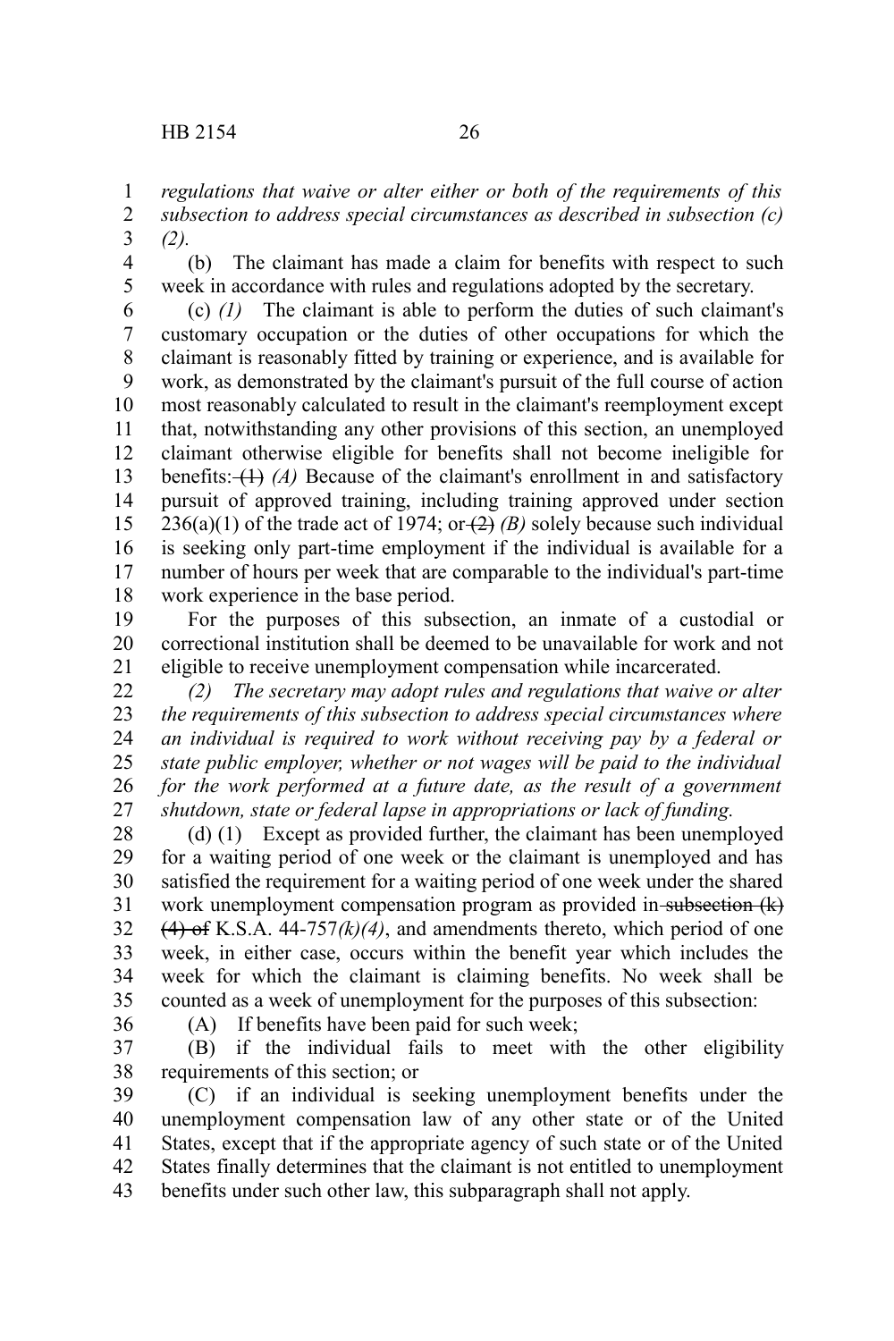*regulations that waive or alter either or both of the requirements of this subsection to address special circumstances as described in subsection (c) (2).*

(b) The claimant has made a claim for benefits with respect to such week in accordance with rules and regulations adopted by the secretary.

(c) *(1)* The claimant is able to perform the duties of such claimant's customary occupation or the duties of other occupations for which the claimant is reasonably fitted by training or experience, and is available for work, as demonstrated by the claimant's pursuit of the full course of action most reasonably calculated to result in the claimant's reemployment except that, notwithstanding any other provisions of this section, an unemployed claimant otherwise eligible for benefits shall not become ineligible for benefits: ~~(1)~~ *(A)* Because of the claimant's enrollment in and satisfactory pursuit of approved training, including training approved under section 236(a)(1) of the trade act of 1974; or ~~(2)~~ *(B)* solely because such individual is seeking only part-time employment if the individual is available for a number of hours per week that are comparable to the individual's part-time work experience in the base period.

For the purposes of this subsection, an inmate of a custodial or correctional institution shall be deemed to be unavailable for work and not eligible to receive unemployment compensation while incarcerated.

*(2) The secretary may adopt rules and regulations that waive or alter the requirements of this subsection to address special circumstances where an individual is required to work without receiving pay by a federal or state public employer, whether or not wages will be paid to the individual for the work performed at a future date, as the result of a government shutdown, state or federal lapse in appropriations or lack of funding.*

(d) (1) Except as provided further, the claimant has been unemployed for a waiting period of one week or the claimant is unemployed and has satisfied the requirement for a waiting period of one week under the shared work unemployment compensation program as provided in ~~subsection (k) (4) of~~ K.S.A. 44-757*(k)(4)*, and amendments thereto, which period of one week, in either case, occurs within the benefit year which includes the week for which the claimant is claiming benefits. No week shall be counted as a week of unemployment for the purposes of this subsection:

(A) If benefits have been paid for such week;

(B) if the individual fails to meet with the other eligibility requirements of this section; or

(C) if an individual is seeking unemployment benefits under the unemployment compensation law of any other state or of the United States, except that if the appropriate agency of such state or of the United States finally determines that the claimant is not entitled to unemployment benefits under such other law, this subparagraph shall not apply.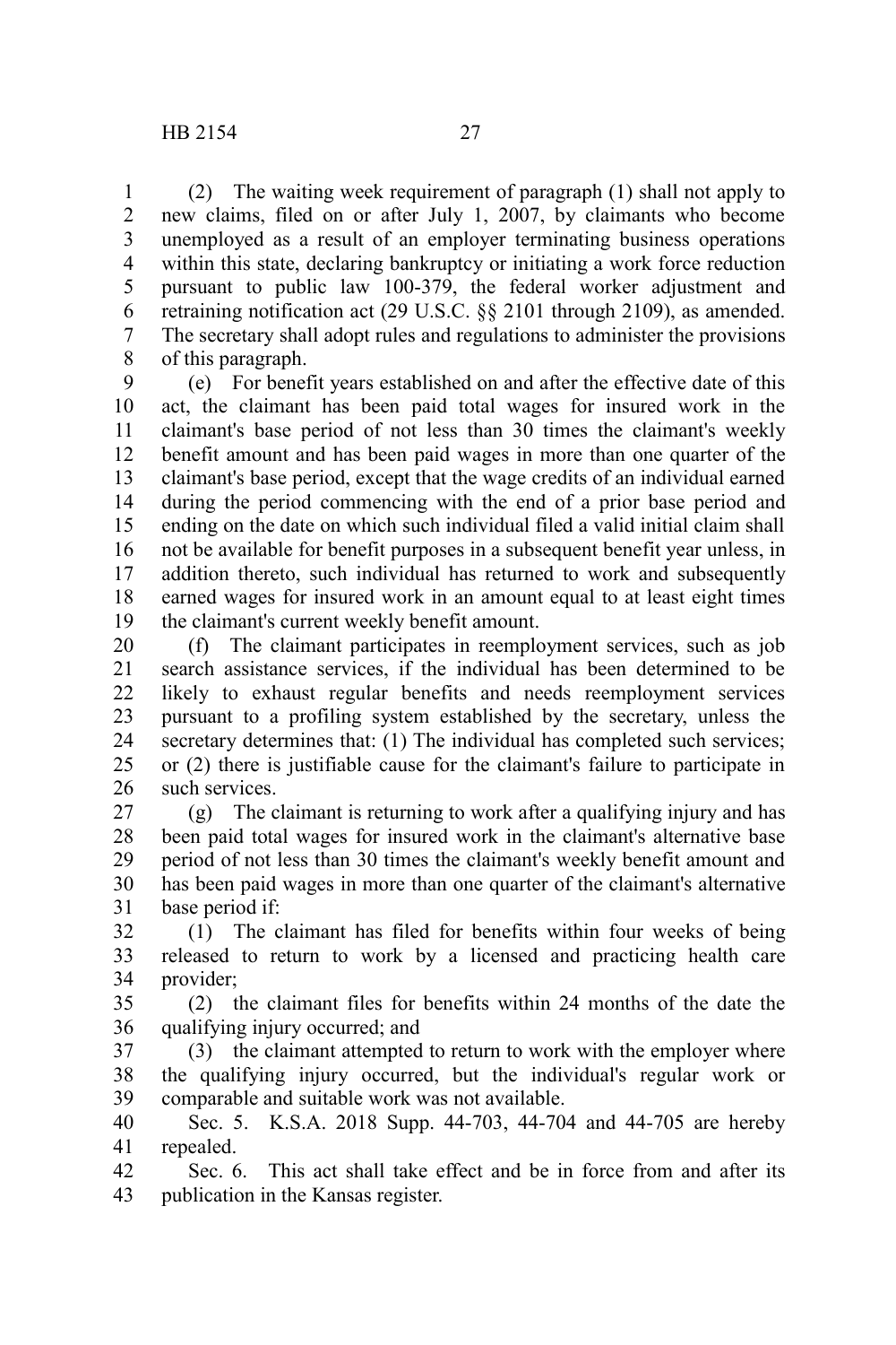(2) The waiting week requirement of paragraph (1) shall not apply to new claims, filed on or after July 1, 2007, by claimants who become unemployed as a result of an employer terminating business operations within this state, declaring bankruptcy or initiating a work force reduction pursuant to public law 100-379, the federal worker adjustment and retraining notification act (29 U.S.C. §§ 2101 through 2109), as amended. The secretary shall adopt rules and regulations to administer the provisions of this paragraph.

(e) For benefit years established on and after the effective date of this act, the claimant has been paid total wages for insured work in the claimant's base period of not less than 30 times the claimant's weekly benefit amount and has been paid wages in more than one quarter of the claimant's base period, except that the wage credits of an individual earned during the period commencing with the end of a prior base period and ending on the date on which such individual filed a valid initial claim shall not be available for benefit purposes in a subsequent benefit year unless, in addition thereto, such individual has returned to work and subsequently earned wages for insured work in an amount equal to at least eight times the claimant's current weekly benefit amount.

(f) The claimant participates in reemployment services, such as job search assistance services, if the individual has been determined to be likely to exhaust regular benefits and needs reemployment services pursuant to a profiling system established by the secretary, unless the secretary determines that: (1) The individual has completed such services; or (2) there is justifiable cause for the claimant's failure to participate in such services.

(g) The claimant is returning to work after a qualifying injury and has been paid total wages for insured work in the claimant's alternative base period of not less than 30 times the claimant's weekly benefit amount and has been paid wages in more than one quarter of the claimant's alternative base period if:

(1) The claimant has filed for benefits within four weeks of being released to return to work by a licensed and practicing health care provider;

(2) the claimant files for benefits within 24 months of the date the qualifying injury occurred; and

(3) the claimant attempted to return to work with the employer where the qualifying injury occurred, but the individual's regular work or comparable and suitable work was not available.

Sec. 5. K.S.A. 2018 Supp. 44-703, 44-704 and 44-705 are hereby repealed.

Sec. 6. This act shall take effect and be in force from and after its publication in the Kansas register.